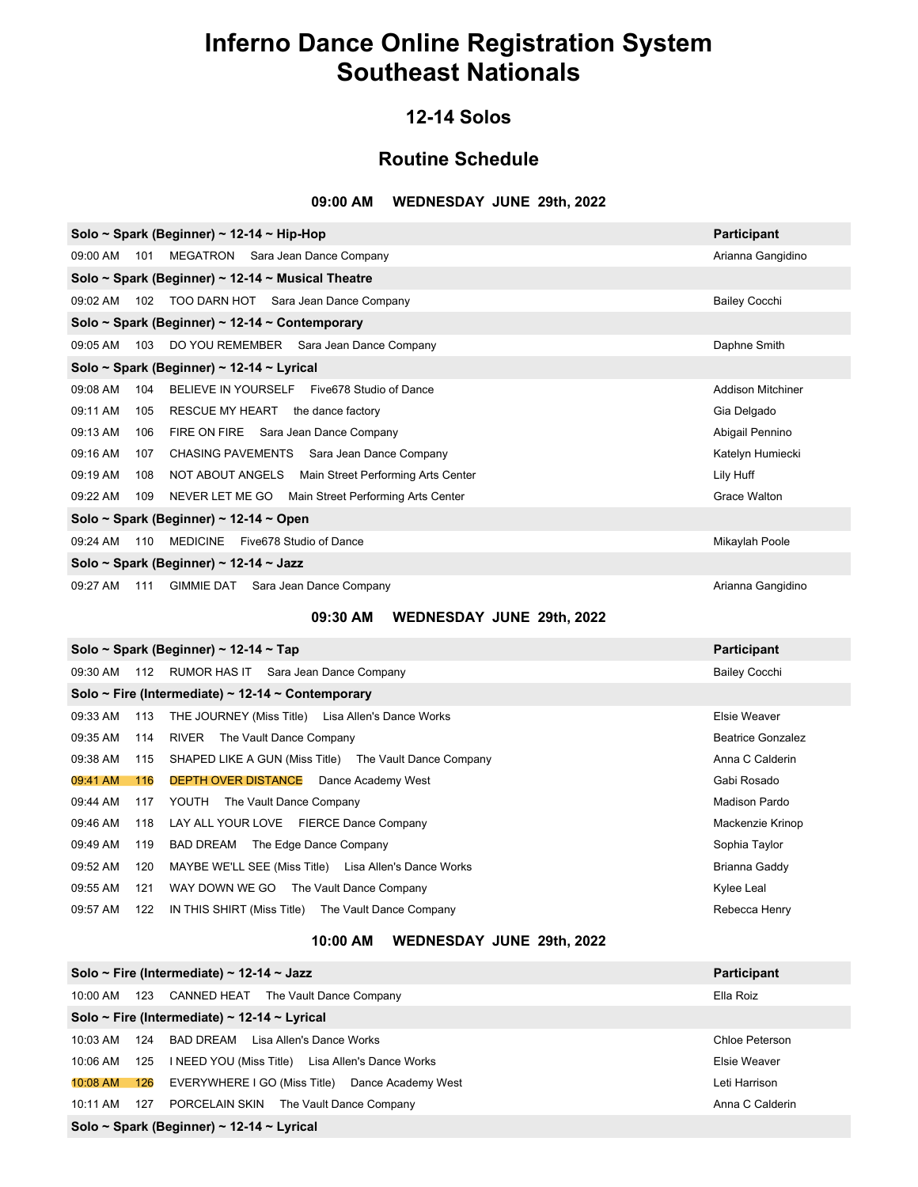# Inferno Dance Online Registration System
# Southeast Nationals

## 12-14 Solos

## Routine Schedule

### 09:00 AM WEDNESDAY JUNE 29th, 2022

| Solo ~ Spark (Beginner) ~ 12-14 ~ Hip-Hop | | | | Participant |
|---|---|---|---|---|
| 09:00 AM | 101 | MEGATRON | Sara Jean Dance Company | Arianna Gangidino |
| **Solo ~ Spark (Beginner) ~ 12-14 ~ Musical Theatre** | | | | |
| 09:02 AM | 102 | TOO DARN HOT | Sara Jean Dance Company | Bailey Cocchi |
| **Solo ~ Spark (Beginner) ~ 12-14 ~ Contemporary** | | | | |
| 09:05 AM | 103 | DO YOU REMEMBER | Sara Jean Dance Company | Daphne Smith |
| **Solo ~ Spark (Beginner) ~ 12-14 ~ Lyrical** | | | | |
| 09:08 AM | 104 | BELIEVE IN YOURSELF | Five678 Studio of Dance | Addison Mitchiner |
| 09:11 AM | 105 | RESCUE MY HEART | the dance factory | Gia Delgado |
| 09:13 AM | 106 | FIRE ON FIRE | Sara Jean Dance Company | Abigail Pennino |
| 09:16 AM | 107 | CHASING PAVEMENTS | Sara Jean Dance Company | Katelyn Humiecki |
| 09:19 AM | 108 | NOT ABOUT ANGELS | Main Street Performing Arts Center | Lily Huff |
| 09:22 AM | 109 | NEVER LET ME GO | Main Street Performing Arts Center | Grace Walton |
| **Solo ~ Spark (Beginner) ~ 12-14 ~ Open** | | | | |
| 09:24 AM | 110 | MEDICINE | Five678 Studio of Dance | Mikaylah Poole |
| **Solo ~ Spark (Beginner) ~ 12-14 ~ Jazz** | | | | |
| 09:27 AM | 111 | GIMMIE DAT | Sara Jean Dance Company | Arianna Gangidino |

### 09:30 AM WEDNESDAY JUNE 29th, 2022

| Solo ~ Spark (Beginner) ~ 12-14 ~ Tap | | | | Participant |
|---|---|---|---|---|
| 09:30 AM | 112 | RUMOR HAS IT | Sara Jean Dance Company | Bailey Cocchi |
| **Solo ~ Fire (Intermediate) ~ 12-14 ~ Contemporary** | | | | |
| 09:33 AM | 113 | THE JOURNEY (Miss Title) | Lisa Allen's Dance Works | Elsie Weaver |
| 09:35 AM | 114 | RIVER | The Vault Dance Company | Beatrice Gonzalez |
| 09:38 AM | 115 | SHAPED LIKE A GUN (Miss Title) | The Vault Dance Company | Anna C Calderin |
| 09:41 AM | 116 | DEPTH OVER DISTANCE | Dance Academy West | Gabi Rosado |
| 09:44 AM | 117 | YOUTH | The Vault Dance Company | Madison Pardo |
| 09:46 AM | 118 | LAY ALL YOUR LOVE | FIERCE Dance Company | Mackenzie Krinop |
| 09:49 AM | 119 | BAD DREAM | The Edge Dance Company | Sophia Taylor |
| 09:52 AM | 120 | MAYBE WE'LL SEE (Miss Title) | Lisa Allen's Dance Works | Brianna Gaddy |
| 09:55 AM | 121 | WAY DOWN WE GO | The Vault Dance Company | Kylee Leal |
| 09:57 AM | 122 | IN THIS SHIRT (Miss Title) | The Vault Dance Company | Rebecca Henry |

### 10:00 AM WEDNESDAY JUNE 29th, 2022

| Solo ~ Fire (Intermediate) ~ 12-14 ~ Jazz | | | | Participant |
|---|---|---|---|---|
| 10:00 AM | 123 | CANNED HEAT | The Vault Dance Company | Ella Roiz |
| **Solo ~ Fire (Intermediate) ~ 12-14 ~ Lyrical** | | | | |
| 10:03 AM | 124 | BAD DREAM | Lisa Allen's Dance Works | Chloe Peterson |
| 10:06 AM | 125 | I NEED YOU (Miss Title) | Lisa Allen's Dance Works | Elsie Weaver |
| 10:08 AM | 126 | EVERYWHERE I GO (Miss Title) | Dance Academy West | Leti Harrison |
| 10:11 AM | 127 | PORCELAIN SKIN | The Vault Dance Company | Anna C Calderin |
| **Solo ~ Spark (Beginner) ~ 12-14 ~ Lyrical** | | | | |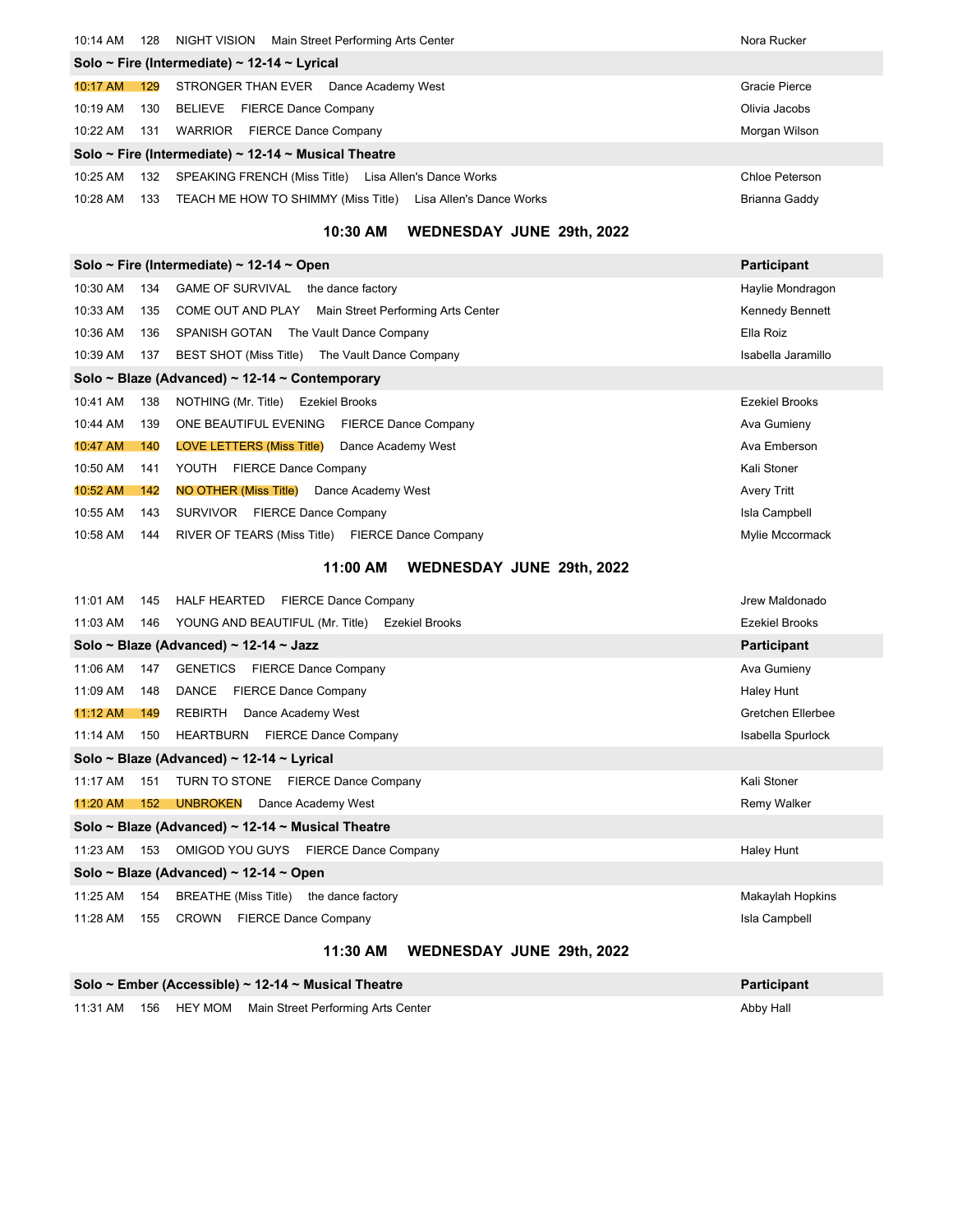| | | | | |
|---|---|---|---|---|
| 10:14 AM | 128 | NIGHT VISION | Main Street Performing Arts Center | Nora Rucker |
| **Solo ~ Fire (Intermediate) ~ 12-14 ~ Lyrical** | | | | |
| 10:17 AM | 129 | STRONGER THAN EVER | Dance Academy West | Gracie Pierce |
| 10:19 AM | 130 | BELIEVE | FIERCE Dance Company | Olivia Jacobs |
| 10:22 AM | 131 | WARRIOR | FIERCE Dance Company | Morgan Wilson |
| **Solo ~ Fire (Intermediate) ~ 12-14 ~ Musical Theatre** | | | | |
| 10:25 AM | 132 | SPEAKING FRENCH (Miss Title) | Lisa Allen's Dance Works | Chloe Peterson |
| 10:28 AM | 133 | TEACH ME HOW TO SHIMMY (Miss Title) | Lisa Allen's Dance Works | Brianna Gaddy |

## 10:30 AM WEDNESDAY JUNE 29th, 2022

| | | | | |
|---|---|---|---|---|
| **Solo ~ Fire (Intermediate) ~ 12-14 ~ Open** | | | | **Participant** |
| 10:30 AM | 134 | GAME OF SURVIVAL | the dance factory | Haylie Mondragon |
| 10:33 AM | 135 | COME OUT AND PLAY | Main Street Performing Arts Center | Kennedy Bennett |
| 10:36 AM | 136 | SPANISH GOTAN | The Vault Dance Company | Ella Roiz |
| 10:39 AM | 137 | BEST SHOT (Miss Title) | The Vault Dance Company | Isabella Jaramillo |
| **Solo ~ Blaze (Advanced) ~ 12-14 ~ Contemporary** | | | | |
| 10:41 AM | 138 | NOTHING (Mr. Title) | Ezekiel Brooks | Ezekiel Brooks |
| 10:44 AM | 139 | ONE BEAUTIFUL EVENING | FIERCE Dance Company | Ava Gumieny |
| 10:47 AM | 140 | LOVE LETTERS (Miss Title) | Dance Academy West | Ava Emberson |
| 10:50 AM | 141 | YOUTH | FIERCE Dance Company | Kali Stoner |
| 10:52 AM | 142 | NO OTHER (Miss Title) | Dance Academy West | Avery Tritt |
| 10:55 AM | 143 | SURVIVOR | FIERCE Dance Company | Isla Campbell |
| 10:58 AM | 144 | RIVER OF TEARS (Miss Title) | FIERCE Dance Company | Mylie Mccormack |

## 11:00 AM WEDNESDAY JUNE 29th, 2022

| | | | | |
|---|---|---|---|---|
| 11:01 AM | 145 | HALF HEARTED | FIERCE Dance Company | Jrew Maldonado |
| 11:03 AM | 146 | YOUNG AND BEAUTIFUL (Mr. Title) | Ezekiel Brooks | Ezekiel Brooks |
| **Solo ~ Blaze (Advanced) ~ 12-14 ~ Jazz** | | | | **Participant** |
| 11:06 AM | 147 | GENETICS | FIERCE Dance Company | Ava Gumieny |
| 11:09 AM | 148 | DANCE | FIERCE Dance Company | Haley Hunt |
| 11:12 AM | 149 | REBIRTH | Dance Academy West | Gretchen Ellerbee |
| 11:14 AM | 150 | HEARTBURN | FIERCE Dance Company | Isabella Spurlock |
| **Solo ~ Blaze (Advanced) ~ 12-14 ~ Lyrical** | | | | |
| 11:17 AM | 151 | TURN TO STONE | FIERCE Dance Company | Kali Stoner |
| 11:20 AM | 152 | UNBROKEN | Dance Academy West | Remy Walker |
| **Solo ~ Blaze (Advanced) ~ 12-14 ~ Musical Theatre** | | | | |
| 11:23 AM | 153 | OMIGOD YOU GUYS | FIERCE Dance Company | Haley Hunt |
| **Solo ~ Blaze (Advanced) ~ 12-14 ~ Open** | | | | |
| 11:25 AM | 154 | BREATHE (Miss Title) | the dance factory | Makaylah Hopkins |
| 11:28 AM | 155 | CROWN | FIERCE Dance Company | Isla Campbell |

## 11:30 AM WEDNESDAY JUNE 29th, 2022

| | | | | |
|---|---|---|---|---|
| **Solo ~ Ember (Accessible) ~ 12-14 ~ Musical Theatre** | | | | **Participant** |
| 11:31 AM | 156 | HEY MOM | Main Street Performing Arts Center | Abby Hall |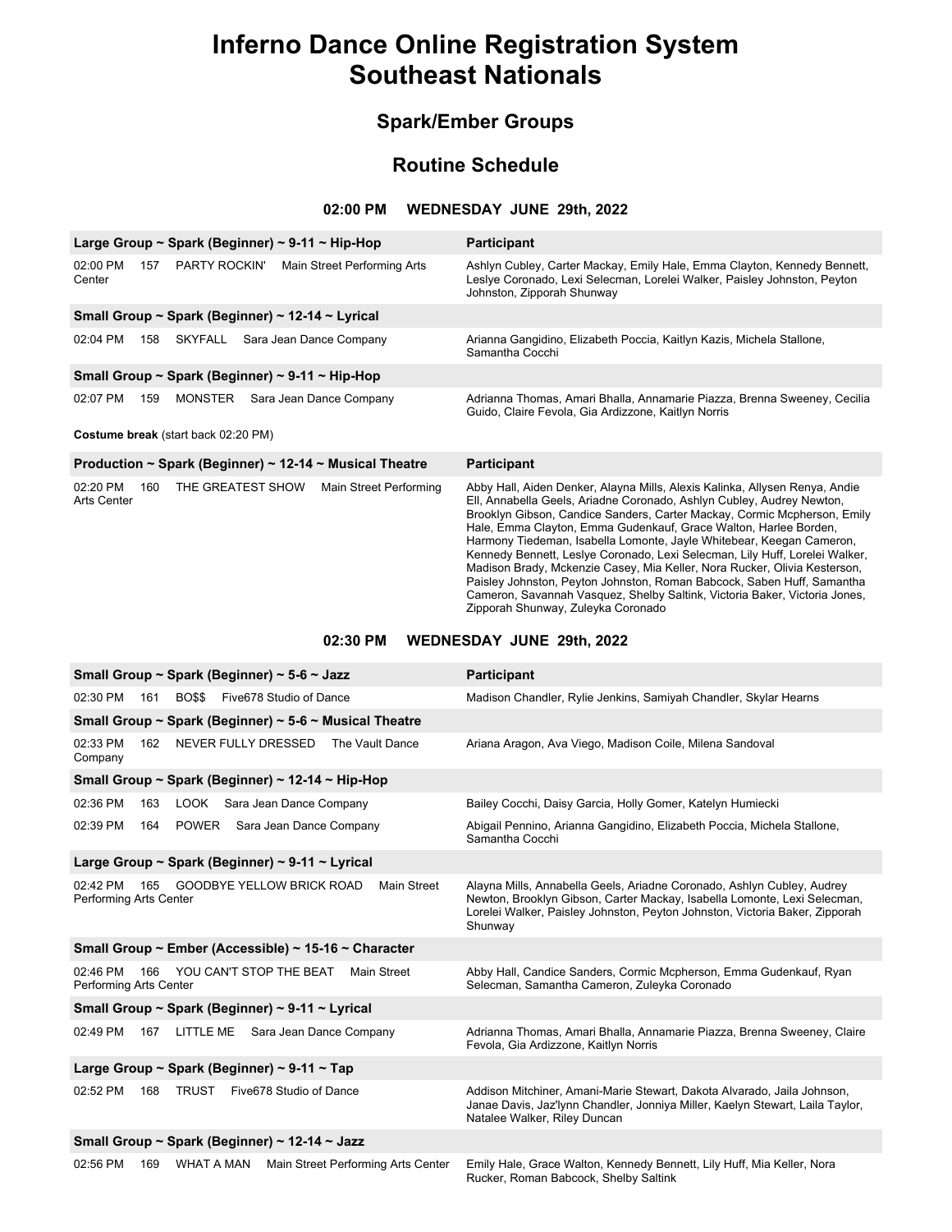# Inferno Dance Online Registration System
# Southeast Nationals

## Spark/Ember Groups

## Routine Schedule

### 02:00 PM WEDNESDAY JUNE 29th, 2022

| Large Group ~ Spark (Beginner) ~ 9-11 ~ Hip-Hop | Participant |
|---|---|
| 02:00 PM 157 PARTY ROCKIN' Main Street Performing Arts Center | Ashlyn Cubley, Carter Mackay, Emily Hale, Emma Clayton, Kennedy Bennett, Leslye Coronado, Lexi Selecman, Lorelei Walker, Paisley Johnston, Peyton Johnston, Zipporah Shunway |
| **Small Group ~ Spark (Beginner) ~ 12-14 ~ Lyrical** | |
| 02:04 PM 158 SKYFALL Sara Jean Dance Company | Arianna Gangidino, Elizabeth Poccia, Kaitlyn Kazis, Michela Stallone, Samantha Cocchi |
| **Small Group ~ Spark (Beginner) ~ 9-11 ~ Hip-Hop** | |
| 02:07 PM 159 MONSTER Sara Jean Dance Company | Adrianna Thomas, Amari Bhalla, Annamarie Piazza, Brenna Sweeney, Cecilia Guido, Claire Fevola, Gia Ardizzone, Kaitlyn Norris |

**Costume break** (start back 02:20 PM)

| Production ~ Spark (Beginner) ~ 12-14 ~ Musical Theatre | Participant |
|---|---|
| 02:20 PM 160 THE GREATEST SHOW Main Street Performing Arts Center | Abby Hall, Aiden Denker, Alayna Mills, Alexis Kalinka, Allysen Renya, Andie Ell, Annabella Geels, Ariadne Coronado, Ashlyn Cubley, Audrey Newton, Brooklyn Gibson, Candice Sanders, Carter Mackay, Cormic Mcpherson, Emily Hale, Emma Clayton, Emma Gudenkauf, Grace Walton, Harlee Borden, Harmony Tiedeman, Isabella Lomonte, Jayle Whitebear, Keegan Cameron, Kennedy Bennett, Leslye Coronado, Lexi Selecman, Lily Huff, Lorelei Walker, Madison Brady, Mckenzie Casey, Mia Keller, Nora Rucker, Olivia Kesterson, Paisley Johnston, Peyton Johnston, Roman Babcock, Saben Huff, Samantha Cameron, Savannah Vasquez, Shelby Saltink, Victoria Baker, Victoria Jones, Zipporah Shunway, Zuleyka Coronado |

### 02:30 PM WEDNESDAY JUNE 29th, 2022

| Small Group ~ Spark (Beginner) ~ 5-6 ~ Jazz | Participant |
|---|---|
| 02:30 PM 161 BO$$ Five678 Studio of Dance | Madison Chandler, Rylie Jenkins, Samiyah Chandler, Skylar Hearns |
| **Small Group ~ Spark (Beginner) ~ 5-6 ~ Musical Theatre** | |
| 02:33 PM 162 NEVER FULLY DRESSED The Vault Dance Company | Ariana Aragon, Ava Viego, Madison Coile, Milena Sandoval |
| **Small Group ~ Spark (Beginner) ~ 12-14 ~ Hip-Hop** | |
| 02:36 PM 163 LOOK Sara Jean Dance Company | Bailey Cocchi, Daisy Garcia, Holly Gomer, Katelyn Humiecki |
| 02:39 PM 164 POWER Sara Jean Dance Company | Abigail Pennino, Arianna Gangidino, Elizabeth Poccia, Michela Stallone, Samantha Cocchi |
| **Large Group ~ Spark (Beginner) ~ 9-11 ~ Lyrical** | |
| 02:42 PM 165 GOODBYE YELLOW BRICK ROAD Main Street Performing Arts Center | Alayna Mills, Annabella Geels, Ariadne Coronado, Ashlyn Cubley, Audrey Newton, Brooklyn Gibson, Carter Mackay, Isabella Lomonte, Lexi Selecman, Lorelei Walker, Paisley Johnston, Peyton Johnston, Victoria Baker, Zipporah Shunway |
| **Small Group ~ Ember (Accessible) ~ 15-16 ~ Character** | |
| 02:46 PM 166 YOU CAN'T STOP THE BEAT Main Street Performing Arts Center | Abby Hall, Candice Sanders, Cormic Mcpherson, Emma Gudenkauf, Ryan Selecman, Samantha Cameron, Zuleyka Coronado |
| **Small Group ~ Spark (Beginner) ~ 9-11 ~ Lyrical** | |
| 02:49 PM 167 LITTLE ME Sara Jean Dance Company | Adrianna Thomas, Amari Bhalla, Annamarie Piazza, Brenna Sweeney, Claire Fevola, Gia Ardizzone, Kaitlyn Norris |
| **Large Group ~ Spark (Beginner) ~ 9-11 ~ Tap** | |
| 02:52 PM 168 TRUST Five678 Studio of Dance | Addison Mitchiner, Amani-Marie Stewart, Dakota Alvarado, Jaila Johnson, Janae Davis, Jaz'lynn Chandler, Jonniya Miller, Kaelyn Stewart, Laila Taylor, Natalee Walker, Riley Duncan |
| **Small Group ~ Spark (Beginner) ~ 12-14 ~ Jazz** | |
| 02:56 PM 169 WHAT A MAN Main Street Performing Arts Center | Emily Hale, Grace Walton, Kennedy Bennett, Lily Huff, Mia Keller, Nora Rucker, Roman Babcock, Shelby Saltink |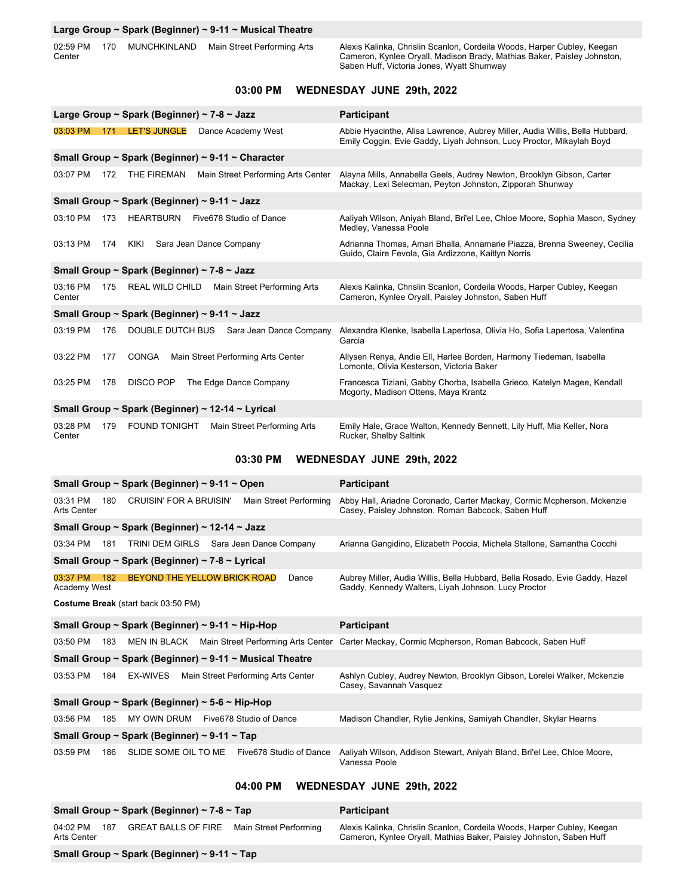**Large Group ~ Spark (Beginner) ~ 9-11 ~ Musical Theatre**

| Time | # | Routine | Studio | Participant |
|---|---|---|---|---|
| 02:59 PM | 170 | MUNCHKINLAND | Main Street Performing Arts Center | Alexis Kalinka, Chrislin Scanlon, Cordeila Woods, Harper Cubley, Keegan Cameron, Kynlee Oryall, Madison Brady, Mathias Baker, Paisley Johnston, Saben Huff, Victoria Jones, Wyatt Shumway |

## 03:00 PM WEDNESDAY JUNE 29th, 2022

**Large Group ~ Spark (Beginner) ~ 7-8 ~ Jazz**

| Time | # | Routine | Studio | Participant |
|---|---|---|---|---|
| 03:03 PM | 171 | LET'S JUNGLE | Dance Academy West | Abbie Hyacinthe, Alisa Lawrence, Aubrey Miller, Audia Willis, Bella Hubbard, Emily Coggin, Evie Gaddy, Liyah Johnson, Lucy Proctor, Mikaylah Boyd |

**Small Group ~ Spark (Beginner) ~ 9-11 ~ Character**

| Time | # | Routine | Studio | Participant |
|---|---|---|---|---|
| 03:07 PM | 172 | THE FIREMAN | Main Street Performing Arts Center | Alayna Mills, Annabella Geels, Audrey Newton, Brooklyn Gibson, Carter Mackay, Lexi Selecman, Peyton Johnston, Zipporah Shunway |

**Small Group ~ Spark (Beginner) ~ 9-11 ~ Jazz**

| Time | # | Routine | Studio | Participant |
|---|---|---|---|---|
| 03:10 PM | 173 | HEARTBURN | Five678 Studio of Dance | Aaliyah Wilson, Aniyah Bland, Bri'el Lee, Chloe Moore, Sophia Mason, Sydney Medley, Vanessa Poole |
| 03:13 PM | 174 | KIKI | Sara Jean Dance Company | Adrianna Thomas, Amari Bhalla, Annamarie Piazza, Brenna Sweeney, Cecilia Guido, Claire Fevola, Gia Ardizzone, Kaitlyn Norris |

**Small Group ~ Spark (Beginner) ~ 7-8 ~ Jazz**

| Time | # | Routine | Studio | Participant |
|---|---|---|---|---|
| 03:16 PM | 175 | REAL WILD CHILD | Main Street Performing Arts Center | Alexis Kalinka, Chrislin Scanlon, Cordeila Woods, Harper Cubley, Keegan Cameron, Kynlee Oryall, Paisley Johnston, Saben Huff |

**Small Group ~ Spark (Beginner) ~ 9-11 ~ Jazz**

| Time | # | Routine | Studio | Participant |
|---|---|---|---|---|
| 03:19 PM | 176 | DOUBLE DUTCH BUS | Sara Jean Dance Company | Alexandra Klenke, Isabella Lapertosa, Olivia Ho, Sofia Lapertosa, Valentina Garcia |
| 03:22 PM | 177 | CONGA | Main Street Performing Arts Center | Allysen Renya, Andie Ell, Harlee Borden, Harmony Tiedeman, Isabella Lomonte, Olivia Kesterson, Victoria Baker |
| 03:25 PM | 178 | DISCO POP | The Edge Dance Company | Francesca Tiziani, Gabby Chorba, Isabella Grieco, Katelyn Magee, Kendall Mcgorty, Madison Ottens, Maya Krantz |

**Small Group ~ Spark (Beginner) ~ 12-14 ~ Lyrical**

| Time | # | Routine | Studio | Participant |
|---|---|---|---|---|
| 03:28 PM | 179 | FOUND TONIGHT | Main Street Performing Arts Center | Emily Hale, Grace Walton, Kennedy Bennett, Lily Huff, Mia Keller, Nora Rucker, Shelby Saltink |

## 03:30 PM WEDNESDAY JUNE 29th, 2022

**Small Group ~ Spark (Beginner) ~ 9-11 ~ Open**

| Time | # | Routine | Studio | Participant |
|---|---|---|---|---|
| 03:31 PM | 180 | CRUISIN' FOR A BRUISIN' | Main Street Performing Arts Center | Abby Hall, Ariadne Coronado, Carter Mackay, Cormic Mcpherson, Mckenzie Casey, Paisley Johnston, Roman Babcock, Saben Huff |

**Small Group ~ Spark (Beginner) ~ 12-14 ~ Jazz**

| Time | # | Routine | Studio | Participant |
|---|---|---|---|---|
| 03:34 PM | 181 | TRINI DEM GIRLS | Sara Jean Dance Company | Arianna Gangidino, Elizabeth Poccia, Michela Stallone, Samantha Cocchi |

**Small Group ~ Spark (Beginner) ~ 7-8 ~ Lyrical**

| Time | # | Routine | Studio | Participant |
|---|---|---|---|---|
| 03:37 PM | 182 | BEYOND THE YELLOW BRICK ROAD | Dance Academy West | Aubrey Miller, Audia Willis, Bella Hubbard, Bella Rosado, Evie Gaddy, Hazel Gaddy, Kennedy Walters, Liyah Johnson, Lucy Proctor |

**Costume Break** (start back 03:50 PM)

**Small Group ~ Spark (Beginner) ~ 9-11 ~ Hip-Hop**

| Time | # | Routine | Studio | Participant |
|---|---|---|---|---|
| 03:50 PM | 183 | MEN IN BLACK | Main Street Performing Arts Center | Carter Mackay, Cormic Mcpherson, Roman Babcock, Saben Huff |

**Small Group ~ Spark (Beginner) ~ 9-11 ~ Musical Theatre**

| Time | # | Routine | Studio | Participant |
|---|---|---|---|---|
| 03:53 PM | 184 | EX-WIVES | Main Street Performing Arts Center | Ashlyn Cubley, Audrey Newton, Brooklyn Gibson, Lorelei Walker, Mckenzie Casey, Savannah Vasquez |

**Small Group ~ Spark (Beginner) ~ 5-6 ~ Hip-Hop**

| Time | # | Routine | Studio | Participant |
|---|---|---|---|---|
| 03:56 PM | 185 | MY OWN DRUM | Five678 Studio of Dance | Madison Chandler, Rylie Jenkins, Samiyah Chandler, Skylar Hearns |

**Small Group ~ Spark (Beginner) ~ 9-11 ~ Tap**

| Time | # | Routine | Studio | Participant |
|---|---|---|---|---|
| 03:59 PM | 186 | SLIDE SOME OIL TO ME | Five678 Studio of Dance | Aaliyah Wilson, Addison Stewart, Aniyah Bland, Bri'el Lee, Chloe Moore, Vanessa Poole |

## 04:00 PM WEDNESDAY JUNE 29th, 2022

**Small Group ~ Spark (Beginner) ~ 7-8 ~ Tap**

| Time | # | Routine | Studio | Participant |
|---|---|---|---|---|
| 04:02 PM | 187 | GREAT BALLS OF FIRE | Main Street Performing Arts Center | Alexis Kalinka, Chrislin Scanlon, Cordeila Woods, Harper Cubley, Keegan Cameron, Kynlee Oryall, Mathias Baker, Paisley Johnston, Saben Huff |

**Small Group ~ Spark (Beginner) ~ 9-11 ~ Tap**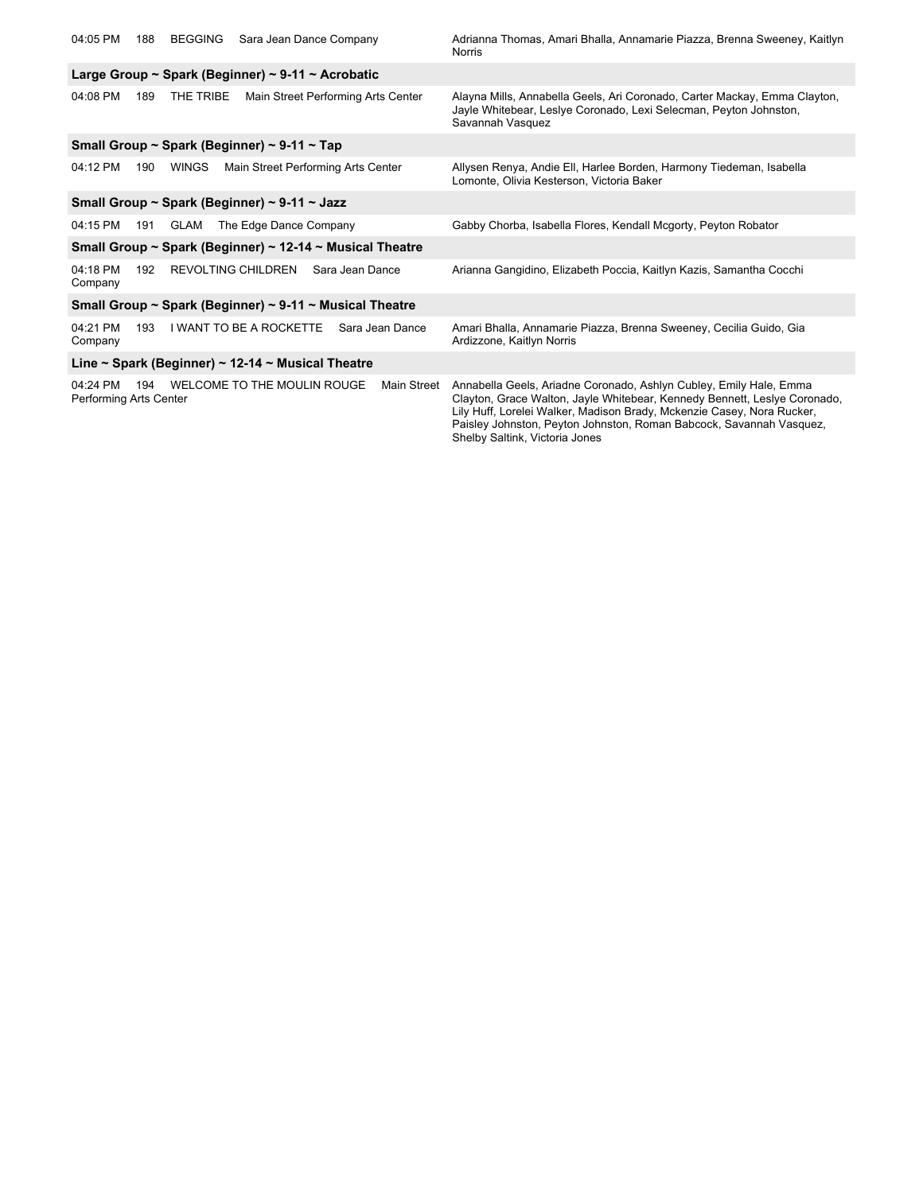| Time | # | Routine | Studio | Dancers |
|---|---|---|---|---|
| 04:05 PM | 188 | BEGGING | Sara Jean Dance Company | Adrianna Thomas, Amari Bhalla, Annamarie Piazza, Brenna Sweeney, Kaitlyn Norris |

**Large Group ~ Spark (Beginner) ~ 9-11 ~ Acrobatic**

| Time | # | Routine | Studio | Dancers |
|---|---|---|---|---|
| 04:08 PM | 189 | THE TRIBE | Main Street Performing Arts Center | Alayna Mills, Annabella Geels, Ari Coronado, Carter Mackay, Emma Clayton, Jayle Whitebear, Leslye Coronado, Lexi Selecman, Peyton Johnston, Savannah Vasquez |

**Small Group ~ Spark (Beginner) ~ 9-11 ~ Tap**

| Time | # | Routine | Studio | Dancers |
|---|---|---|---|---|
| 04:12 PM | 190 | WINGS | Main Street Performing Arts Center | Allysen Renya, Andie Ell, Harlee Borden, Harmony Tiedeman, Isabella Lomonte, Olivia Kesterson, Victoria Baker |

**Small Group ~ Spark (Beginner) ~ 9-11 ~ Jazz**

| Time | # | Routine | Studio | Dancers |
|---|---|---|---|---|
| 04:15 PM | 191 | GLAM | The Edge Dance Company | Gabby Chorba, Isabella Flores, Kendall Mcgorty, Peyton Robator |

**Small Group ~ Spark (Beginner) ~ 12-14 ~ Musical Theatre**

| Time | # | Routine | Studio | Dancers |
|---|---|---|---|---|
| 04:18 PM | 192 | REVOLTING CHILDREN | Sara Jean Dance Company | Arianna Gangidino, Elizabeth Poccia, Kaitlyn Kazis, Samantha Cocchi |

**Small Group ~ Spark (Beginner) ~ 9-11 ~ Musical Theatre**

| Time | # | Routine | Studio | Dancers |
|---|---|---|---|---|
| 04:21 PM | 193 | I WANT TO BE A ROCKETTE | Sara Jean Dance Company | Amari Bhalla, Annamarie Piazza, Brenna Sweeney, Cecilia Guido, Gia Ardizzone, Kaitlyn Norris |

**Line ~ Spark (Beginner) ~ 12-14 ~ Musical Theatre**

| Time | # | Routine | Studio | Dancers |
|---|---|---|---|---|
| 04:24 PM | 194 | WELCOME TO THE MOULIN ROUGE | Main Street Performing Arts Center | Annabella Geels, Ariadne Coronado, Ashlyn Cubley, Emily Hale, Emma Clayton, Grace Walton, Jayle Whitebear, Kennedy Bennett, Leslye Coronado, Lily Huff, Lorelei Walker, Madison Brady, Mckenzie Casey, Nora Rucker, Paisley Johnston, Peyton Johnston, Roman Babcock, Savannah Vasquez, Shelby Saltink, Victoria Jones |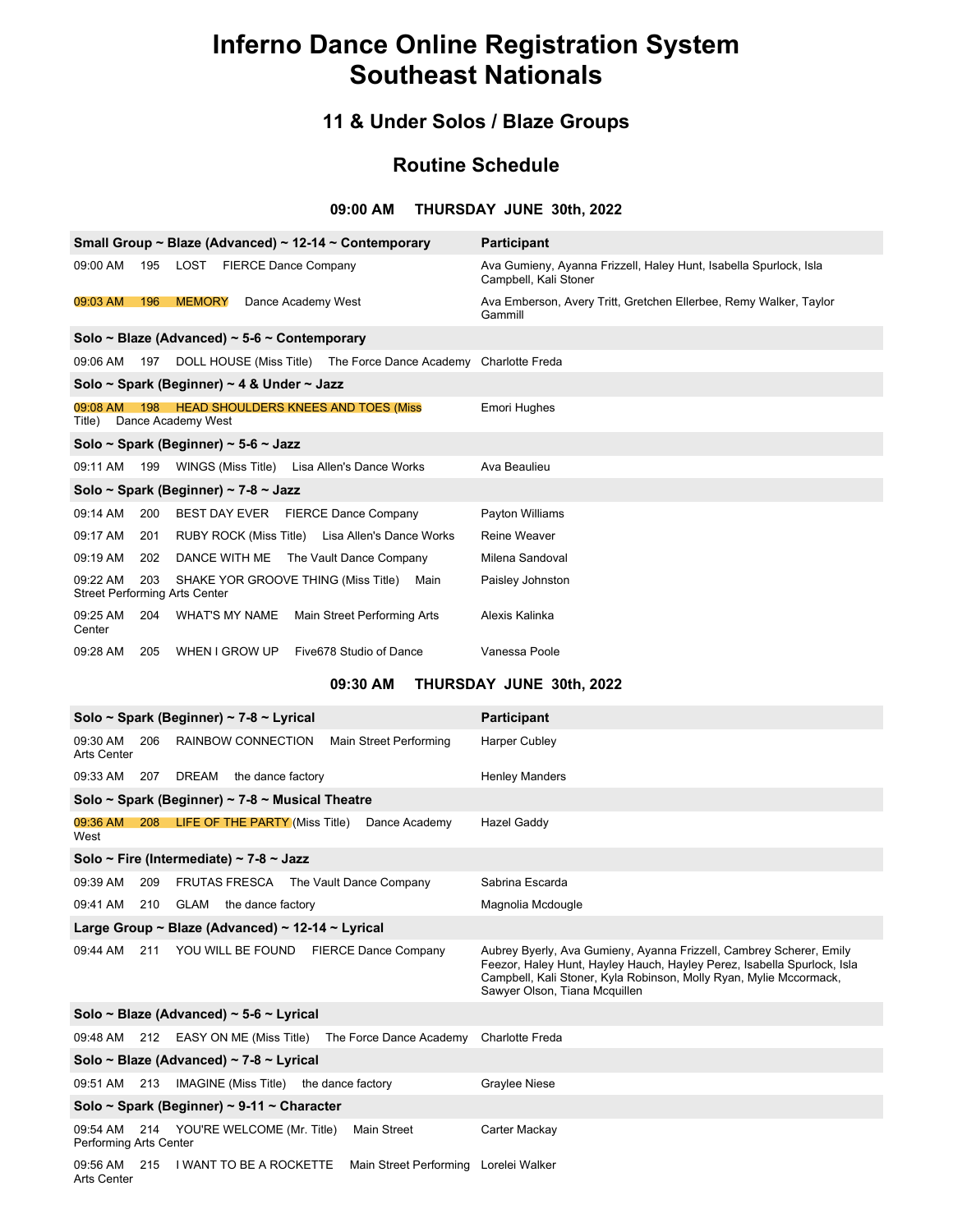# Inferno Dance Online Registration System
# Southeast Nationals

## 11 & Under Solos / Blaze Groups

## Routine Schedule

### 09:00 AM THURSDAY JUNE 30th, 2022

| Small Group ~ Blaze (Advanced) ~ 12-14 ~ Contemporary | Participant |
|---|---|
| 09:00 AM 195 LOST FIERCE Dance Company | Ava Gumieny, Ayanna Frizzell, Haley Hunt, Isabella Spurlock, Isla Campbell, Kali Stoner |
| 09:03 AM 196 MEMORY Dance Academy West | Ava Emberson, Avery Tritt, Gretchen Ellerbee, Remy Walker, Taylor Gammill |
| **Solo ~ Blaze (Advanced) ~ 5-6 ~ Contemporary** | |
| 09:06 AM 197 DOLL HOUSE (Miss Title) The Force Dance Academy | Charlotte Freda |
| **Solo ~ Spark (Beginner) ~ 4 & Under ~ Jazz** | |
| 09:08 AM 198 HEAD SHOULDERS KNEES AND TOES (Miss Title) Dance Academy West | Emori Hughes |
| **Solo ~ Spark (Beginner) ~ 5-6 ~ Jazz** | |
| 09:11 AM 199 WINGS (Miss Title) Lisa Allen's Dance Works | Ava Beaulieu |
| **Solo ~ Spark (Beginner) ~ 7-8 ~ Jazz** | |
| 09:14 AM 200 BEST DAY EVER FIERCE Dance Company | Payton Williams |
| 09:17 AM 201 RUBY ROCK (Miss Title) Lisa Allen's Dance Works | Reine Weaver |
| 09:19 AM 202 DANCE WITH ME The Vault Dance Company | Milena Sandoval |
| 09:22 AM 203 SHAKE YOR GROOVE THING (Miss Title) Main Street Performing Arts Center | Paisley Johnston |
| 09:25 AM 204 WHAT'S MY NAME Main Street Performing Arts Center | Alexis Kalinka |
| 09:28 AM 205 WHEN I GROW UP Five678 Studio of Dance | Vanessa Poole |

### 09:30 AM THURSDAY JUNE 30th, 2022

| Solo ~ Spark (Beginner) ~ 7-8 ~ Lyrical | Participant |
|---|---|
| 09:30 AM 206 RAINBOW CONNECTION Main Street Performing Arts Center | Harper Cubley |
| 09:33 AM 207 DREAM the dance factory | Henley Manders |
| **Solo ~ Spark (Beginner) ~ 7-8 ~ Musical Theatre** | |
| 09:36 AM 208 LIFE OF THE PARTY (Miss Title) Dance Academy West | Hazel Gaddy |
| **Solo ~ Fire (Intermediate) ~ 7-8 ~ Jazz** | |
| 09:39 AM 209 FRUTAS FRESCA The Vault Dance Company | Sabrina Escarda |
| 09:41 AM 210 GLAM the dance factory | Magnolia Mcdougle |
| **Large Group ~ Blaze (Advanced) ~ 12-14 ~ Lyrical** | |
| 09:44 AM 211 YOU WILL BE FOUND FIERCE Dance Company | Aubrey Byerly, Ava Gumieny, Ayanna Frizzell, Cambrey Scherer, Emily Feezor, Haley Hunt, Hayley Hauch, Hayley Perez, Isabella Spurlock, Isla Campbell, Kali Stoner, Kyla Robinson, Molly Ryan, Mylie Mccormack, Sawyer Olson, Tiana Mcquillen |
| **Solo ~ Blaze (Advanced) ~ 5-6 ~ Lyrical** | |
| 09:48 AM 212 EASY ON ME (Miss Title) The Force Dance Academy | Charlotte Freda |
| **Solo ~ Blaze (Advanced) ~ 7-8 ~ Lyrical** | |
| 09:51 AM 213 IMAGINE (Miss Title) the dance factory | Graylee Niese |
| **Solo ~ Spark (Beginner) ~ 9-11 ~ Character** | |
| 09:54 AM 214 YOU'RE WELCOME (Mr. Title) Main Street Performing Arts Center | Carter Mackay |
| 09:56 AM 215 I WANT TO BE A ROCKETTE Main Street Performing Arts Center | Lorelei Walker |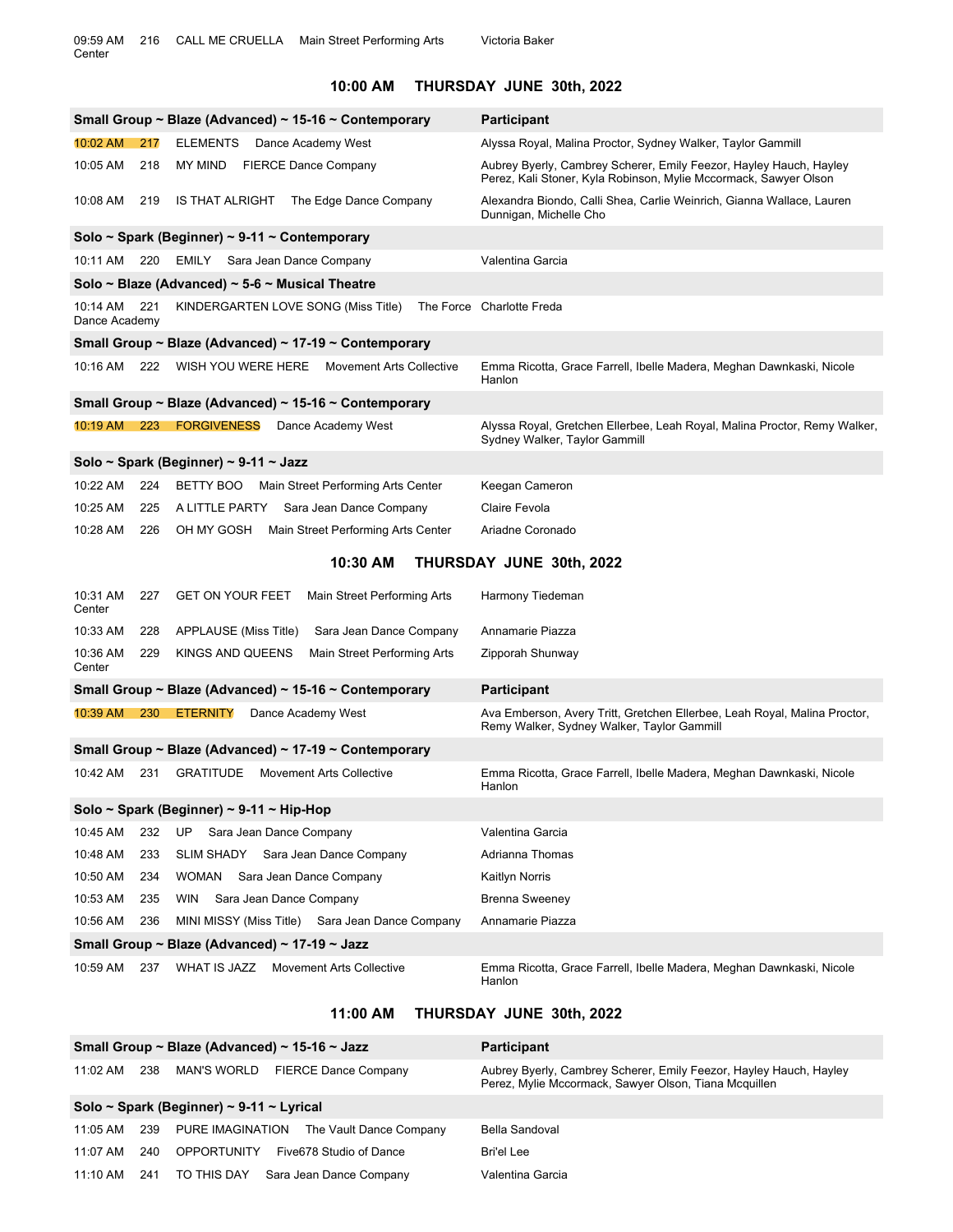| | | | | |
|---|---|---|---|---|
| 09:59 AM | 216 | CALL ME CRUELLA | Main Street Performing Arts Center | Victoria Baker |

## 10:00 AM THURSDAY JUNE 30th, 2022

| Small Group ~ Blaze (Advanced) ~ 15-16 ~ Contemporary | | | | Participant |
|---|---|---|---|---|
| 10:02 AM | 217 | ELEMENTS | Dance Academy West | Alyssa Royal, Malina Proctor, Sydney Walker, Taylor Gammill |
| 10:05 AM | 218 | MY MIND | FIERCE Dance Company | Aubrey Byerly, Cambrey Scherer, Emily Feezor, Hayley Hauch, Hayley Perez, Kali Stoner, Kyla Robinson, Mylie Mccormack, Sawyer Olson |
| 10:08 AM | 219 | IS THAT ALRIGHT | The Edge Dance Company | Alexandra Biondo, Calli Shea, Carlie Weinrich, Gianna Wallace, Lauren Dunnigan, Michelle Cho |
| **Solo ~ Spark (Beginner) ~ 9-11 ~ Contemporary** | | | | |
| 10:11 AM | 220 | EMILY | Sara Jean Dance Company | Valentina Garcia |
| **Solo ~ Blaze (Advanced) ~ 5-6 ~ Musical Theatre** | | | | |
| 10:14 AM | 221 | KINDERGARTEN LOVE SONG (Miss Title) | The Force Dance Academy | Charlotte Freda |
| **Small Group ~ Blaze (Advanced) ~ 17-19 ~ Contemporary** | | | | |
| 10:16 AM | 222 | WISH YOU WERE HERE | Movement Arts Collective | Emma Ricotta, Grace Farrell, Ibelle Madera, Meghan Dawnkaski, Nicole Hanlon |
| **Small Group ~ Blaze (Advanced) ~ 15-16 ~ Contemporary** | | | | |
| 10:19 AM | 223 | FORGIVENESS | Dance Academy West | Alyssa Royal, Gretchen Ellerbee, Leah Royal, Malina Proctor, Remy Walker, Sydney Walker, Taylor Gammill |
| **Solo ~ Spark (Beginner) ~ 9-11 ~ Jazz** | | | | |
| 10:22 AM | 224 | BETTY BOO | Main Street Performing Arts Center | Keegan Cameron |
| 10:25 AM | 225 | A LITTLE PARTY | Sara Jean Dance Company | Claire Fevola |
| 10:28 AM | 226 | OH MY GOSH | Main Street Performing Arts Center | Ariadne Coronado |

## 10:30 AM THURSDAY JUNE 30th, 2022

| | | | | |
|---|---|---|---|---|
| 10:31 AM | 227 | GET ON YOUR FEET | Main Street Performing Arts Center | Harmony Tiedeman |
| 10:33 AM | 228 | APPLAUSE (Miss Title) | Sara Jean Dance Company | Annamarie Piazza |
| 10:36 AM | 229 | KINGS AND QUEENS | Main Street Performing Arts Center | Zipporah Shunway |

| Small Group ~ Blaze (Advanced) ~ 15-16 ~ Contemporary | | | | Participant |
|---|---|---|---|---|
| 10:39 AM | 230 | ETERNITY | Dance Academy West | Ava Emberson, Avery Tritt, Gretchen Ellerbee, Leah Royal, Malina Proctor, Remy Walker, Sydney Walker, Taylor Gammill |
| **Small Group ~ Blaze (Advanced) ~ 17-19 ~ Contemporary** | | | | |
| 10:42 AM | 231 | GRATITUDE | Movement Arts Collective | Emma Ricotta, Grace Farrell, Ibelle Madera, Meghan Dawnkaski, Nicole Hanlon |
| **Solo ~ Spark (Beginner) ~ 9-11 ~ Hip-Hop** | | | | |
| 10:45 AM | 232 | UP | Sara Jean Dance Company | Valentina Garcia |
| 10:48 AM | 233 | SLIM SHADY | Sara Jean Dance Company | Adrianna Thomas |
| 10:50 AM | 234 | WOMAN | Sara Jean Dance Company | Kaitlyn Norris |
| 10:53 AM | 235 | WIN | Sara Jean Dance Company | Brenna Sweeney |
| 10:56 AM | 236 | MINI MISSY (Miss Title) | Sara Jean Dance Company | Annamarie Piazza |
| **Small Group ~ Blaze (Advanced) ~ 17-19 ~ Jazz** | | | | |
| 10:59 AM | 237 | WHAT IS JAZZ | Movement Arts Collective | Emma Ricotta, Grace Farrell, Ibelle Madera, Meghan Dawnkaski, Nicole Hanlon |

## 11:00 AM THURSDAY JUNE 30th, 2022

| Small Group ~ Blaze (Advanced) ~ 15-16 ~ Jazz | | | | Participant |
|---|---|---|---|---|
| 11:02 AM | 238 | MAN'S WORLD | FIERCE Dance Company | Aubrey Byerly, Cambrey Scherer, Emily Feezor, Hayley Hauch, Hayley Perez, Mylie Mccormack, Sawyer Olson, Tiana Mcquillen |
| **Solo ~ Spark (Beginner) ~ 9-11 ~ Lyrical** | | | | |
| 11:05 AM | 239 | PURE IMAGINATION | The Vault Dance Company | Bella Sandoval |
| 11:07 AM | 240 | OPPORTUNITY | Five678 Studio of Dance | Bri'el Lee |
| 11:10 AM | 241 | TO THIS DAY | Sara Jean Dance Company | Valentina Garcia |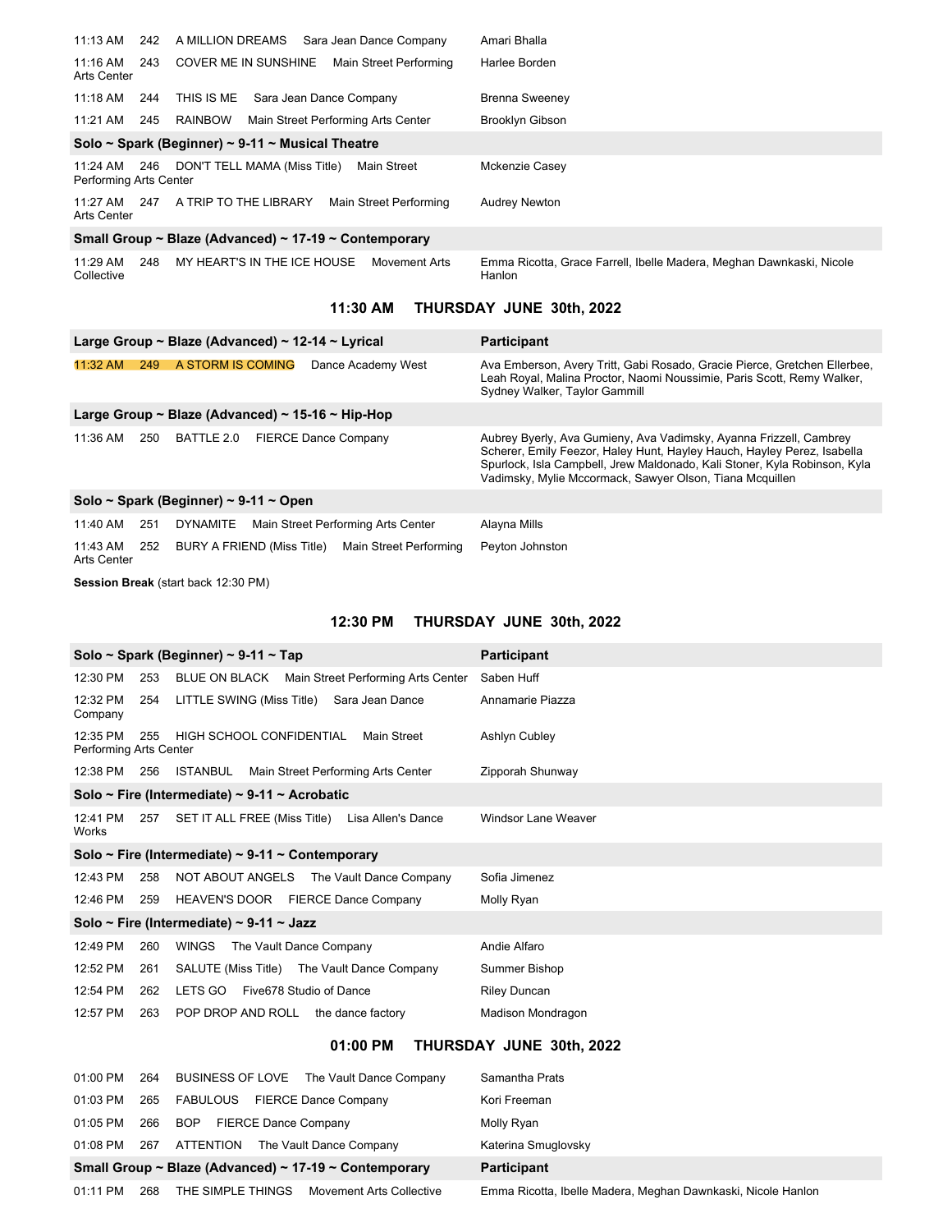| | | | |
|---|---|---|---|
| 11:13 AM | 242 | A MILLION DREAMS Sara Jean Dance Company | Amari Bhalla |
| 11:16 AM | 243 | COVER ME IN SUNSHINE Main Street Performing Arts Center | Harlee Borden |
| 11:18 AM | 244 | THIS IS ME Sara Jean Dance Company | Brenna Sweeney |
| 11:21 AM | 245 | RAINBOW Main Street Performing Arts Center | Brooklyn Gibson |

**Solo ~ Spark (Beginner) ~ 9-11 ~ Musical Theatre**

| | | | |
|---|---|---|---|
| 11:24 AM | 246 | DON'T TELL MAMA (Miss Title) Main Street Performing Arts Center | Mckenzie Casey |
| 11:27 AM | 247 | A TRIP TO THE LIBRARY Main Street Performing Arts Center | Audrey Newton |

**Small Group ~ Blaze (Advanced) ~ 17-19 ~ Contemporary**

| | | | |
|---|---|---|---|
| 11:29 AM | 248 | MY HEART'S IN THE ICE HOUSE Movement Arts Collective | Emma Ricotta, Grace Farrell, Ibelle Madera, Meghan Dawnkaski, Nicole Hanlon |

## 11:30 AM THURSDAY JUNE 30th, 2022

| Large Group ~ Blaze (Advanced) ~ 12-14 ~ Lyrical | | | Participant |
|---|---|---|---|
| 11:32 AM | 249 | A STORM IS COMING Dance Academy West | Ava Emberson, Avery Tritt, Gabi Rosado, Gracie Pierce, Gretchen Ellerbee, Leah Royal, Malina Proctor, Naomi Noussimie, Paris Scott, Remy Walker, Sydney Walker, Taylor Gammill |

**Large Group ~ Blaze (Advanced) ~ 15-16 ~ Hip-Hop**

| | | | |
|---|---|---|---|
| 11:36 AM | 250 | BATTLE 2.0 FIERCE Dance Company | Aubrey Byerly, Ava Gumieny, Ava Vadimsky, Ayanna Frizzell, Cambrey Scherer, Emily Feezor, Haley Hunt, Hayley Hauch, Hayley Perez, Isabella Spurlock, Isla Campbell, Jrew Maldonado, Kali Stoner, Kyla Robinson, Kyla Vadimsky, Mylie Mccormack, Sawyer Olson, Tiana Mcquillen |

**Solo ~ Spark (Beginner) ~ 9-11 ~ Open**

| | | | |
|---|---|---|---|
| 11:40 AM | 251 | DYNAMITE Main Street Performing Arts Center | Alayna Mills |
| 11:43 AM | 252 | BURY A FRIEND (Miss Title) Main Street Performing Arts Center | Peyton Johnston |

**Session Break** (start back 12:30 PM)

## 12:30 PM THURSDAY JUNE 30th, 2022

| Solo ~ Spark (Beginner) ~ 9-11 ~ Tap | | | Participant |
|---|---|---|---|
| 12:30 PM | 253 | BLUE ON BLACK Main Street Performing Arts Center | Saben Huff |
| 12:32 PM | 254 | LITTLE SWING (Miss Title) Sara Jean Dance Company | Annamarie Piazza |
| 12:35 PM | 255 | HIGH SCHOOL CONFIDENTIAL Main Street Performing Arts Center | Ashlyn Cubley |
| 12:38 PM | 256 | ISTANBUL Main Street Performing Arts Center | Zipporah Shunway |

**Solo ~ Fire (Intermediate) ~ 9-11 ~ Acrobatic**

| | | | |
|---|---|---|---|
| 12:41 PM | 257 | SET IT ALL FREE (Miss Title) Lisa Allen's Dance Works | Windsor Lane Weaver |

**Solo ~ Fire (Intermediate) ~ 9-11 ~ Contemporary**

| | | | |
|---|---|---|---|
| 12:43 PM | 258 | NOT ABOUT ANGELS The Vault Dance Company | Sofia Jimenez |
| 12:46 PM | 259 | HEAVEN'S DOOR FIERCE Dance Company | Molly Ryan |

**Solo ~ Fire (Intermediate) ~ 9-11 ~ Jazz**

| | | | |
|---|---|---|---|
| 12:49 PM | 260 | WINGS The Vault Dance Company | Andie Alfaro |
| 12:52 PM | 261 | SALUTE (Miss Title) The Vault Dance Company | Summer Bishop |
| 12:54 PM | 262 | LETS GO Five678 Studio of Dance | Riley Duncan |
| 12:57 PM | 263 | POP DROP AND ROLL the dance factory | Madison Mondragon |

## 01:00 PM THURSDAY JUNE 30th, 2022

| | | | |
|---|---|---|---|
| 01:00 PM | 264 | BUSINESS OF LOVE The Vault Dance Company | Samantha Prats |
| 01:03 PM | 265 | FABULOUS FIERCE Dance Company | Kori Freeman |
| 01:05 PM | 266 | BOP FIERCE Dance Company | Molly Ryan |
| 01:08 PM | 267 | ATTENTION The Vault Dance Company | Katerina Smuglovsky |

| Small Group ~ Blaze (Advanced) ~ 17-19 ~ Contemporary | | | Participant |
|---|---|---|---|
| 01:11 PM | 268 | THE SIMPLE THINGS Movement Arts Collective | Emma Ricotta, Ibelle Madera, Meghan Dawnkaski, Nicole Hanlon |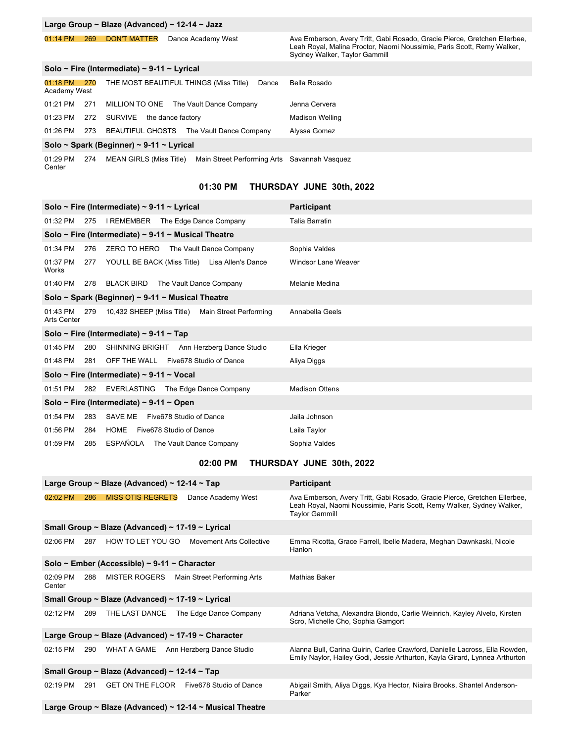| Large Group ~ Blaze (Advanced) ~ 12-14 ~ Jazz | | | | |
|---|---|---|---|---|
| 01:14 PM | 269 | DON'T MATTER | Dance Academy West | Ava Emberson, Avery Tritt, Gabi Rosado, Gracie Pierce, Gretchen Ellerbee, Leah Royal, Malina Proctor, Naomi Noussimie, Paris Scott, Remy Walker, Sydney Walker, Taylor Gammill |
| **Solo ~ Fire (Intermediate) ~ 9-11 ~ Lyrical** | | | | |
| 01:18 PM | 270 | THE MOST BEAUTIFUL THINGS (Miss Title) | Dance Academy West | Bella Rosado |
| 01:21 PM | 271 | MILLION TO ONE | The Vault Dance Company | Jenna Cervera |
| 01:23 PM | 272 | SURVIVE | the dance factory | Madison Welling |
| 01:26 PM | 273 | BEAUTIFUL GHOSTS | The Vault Dance Company | Alyssa Gomez |
| **Solo ~ Spark (Beginner) ~ 9-11 ~ Lyrical** | | | | |
| 01:29 PM | 274 | MEAN GIRLS (Miss Title) | Main Street Performing Arts Center | Savannah Vasquez |

## 01:30 PM THURSDAY JUNE 30th, 2022

| Solo ~ Fire (Intermediate) ~ 9-11 ~ Lyrical | | | | Participant |
|---|---|---|---|---|
| 01:32 PM | 275 | I REMEMBER | The Edge Dance Company | Talia Barratin |
| **Solo ~ Fire (Intermediate) ~ 9-11 ~ Musical Theatre** | | | | |
| 01:34 PM | 276 | ZERO TO HERO | The Vault Dance Company | Sophia Valdes |
| 01:37 PM | 277 | YOU'LL BE BACK (Miss Title) | Lisa Allen's Dance Works | Windsor Lane Weaver |
| 01:40 PM | 278 | BLACK BIRD | The Vault Dance Company | Melanie Medina |
| **Solo ~ Spark (Beginner) ~ 9-11 ~ Musical Theatre** | | | | |
| 01:43 PM | 279 | 10,432 SHEEP (Miss Title) | Main Street Performing Arts Center | Annabella Geels |
| **Solo ~ Fire (Intermediate) ~ 9-11 ~ Tap** | | | | |
| 01:45 PM | 280 | SHINNING BRIGHT | Ann Herzberg Dance Studio | Ella Krieger |
| 01:48 PM | 281 | OFF THE WALL | Five678 Studio of Dance | Aliya Diggs |
| **Solo ~ Fire (Intermediate) ~ 9-11 ~ Vocal** | | | | |
| 01:51 PM | 282 | EVERLASTING | The Edge Dance Company | Madison Ottens |
| **Solo ~ Fire (Intermediate) ~ 9-11 ~ Open** | | | | |
| 01:54 PM | 283 | SAVE ME | Five678 Studio of Dance | Jaila Johnson |
| 01:56 PM | 284 | HOME | Five678 Studio of Dance | Laila Taylor |
| 01:59 PM | 285 | ESPAÑOLA | The Vault Dance Company | Sophia Valdes |

## 02:00 PM THURSDAY JUNE 30th, 2022

| Large Group ~ Blaze (Advanced) ~ 12-14 ~ Tap | | | | Participant |
|---|---|---|---|---|
| 02:02 PM | 286 | MISS OTIS REGRETS | Dance Academy West | Ava Emberson, Avery Tritt, Gabi Rosado, Gracie Pierce, Gretchen Ellerbee, Leah Royal, Naomi Noussimie, Paris Scott, Remy Walker, Sydney Walker, Taylor Gammill |
| **Small Group ~ Blaze (Advanced) ~ 17-19 ~ Lyrical** | | | | |
| 02:06 PM | 287 | HOW TO LET YOU GO | Movement Arts Collective | Emma Ricotta, Grace Farrell, Ibelle Madera, Meghan Dawnkaski, Nicole Hanlon |
| **Solo ~ Ember (Accessible) ~ 9-11 ~ Character** | | | | |
| 02:09 PM | 288 | MISTER ROGERS | Main Street Performing Arts Center | Mathias Baker |
| **Small Group ~ Blaze (Advanced) ~ 17-19 ~ Lyrical** | | | | |
| 02:12 PM | 289 | THE LAST DANCE | The Edge Dance Company | Adriana Vetcha, Alexandra Biondo, Carlie Weinrich, Kayley Alvelo, Kirsten Scro, Michelle Cho, Sophia Gamgort |
| **Large Group ~ Blaze (Advanced) ~ 17-19 ~ Character** | | | | |
| 02:15 PM | 290 | WHAT A GAME | Ann Herzberg Dance Studio | Alanna Bull, Carina Quirin, Carlee Crawford, Danielle Lacross, Ella Rowden, Emily Naylor, Hailey Godi, Jessie Arthurton, Kayla Girard, Lynnea Arthurton |
| **Small Group ~ Blaze (Advanced) ~ 12-14 ~ Tap** | | | | |
| 02:19 PM | 291 | GET ON THE FLOOR | Five678 Studio of Dance | Abigail Smith, Aliya Diggs, Kya Hector, Niaira Brooks, Shantel Anderson-Parker |
| **Large Group ~ Blaze (Advanced) ~ 12-14 ~ Musical Theatre** | | | | |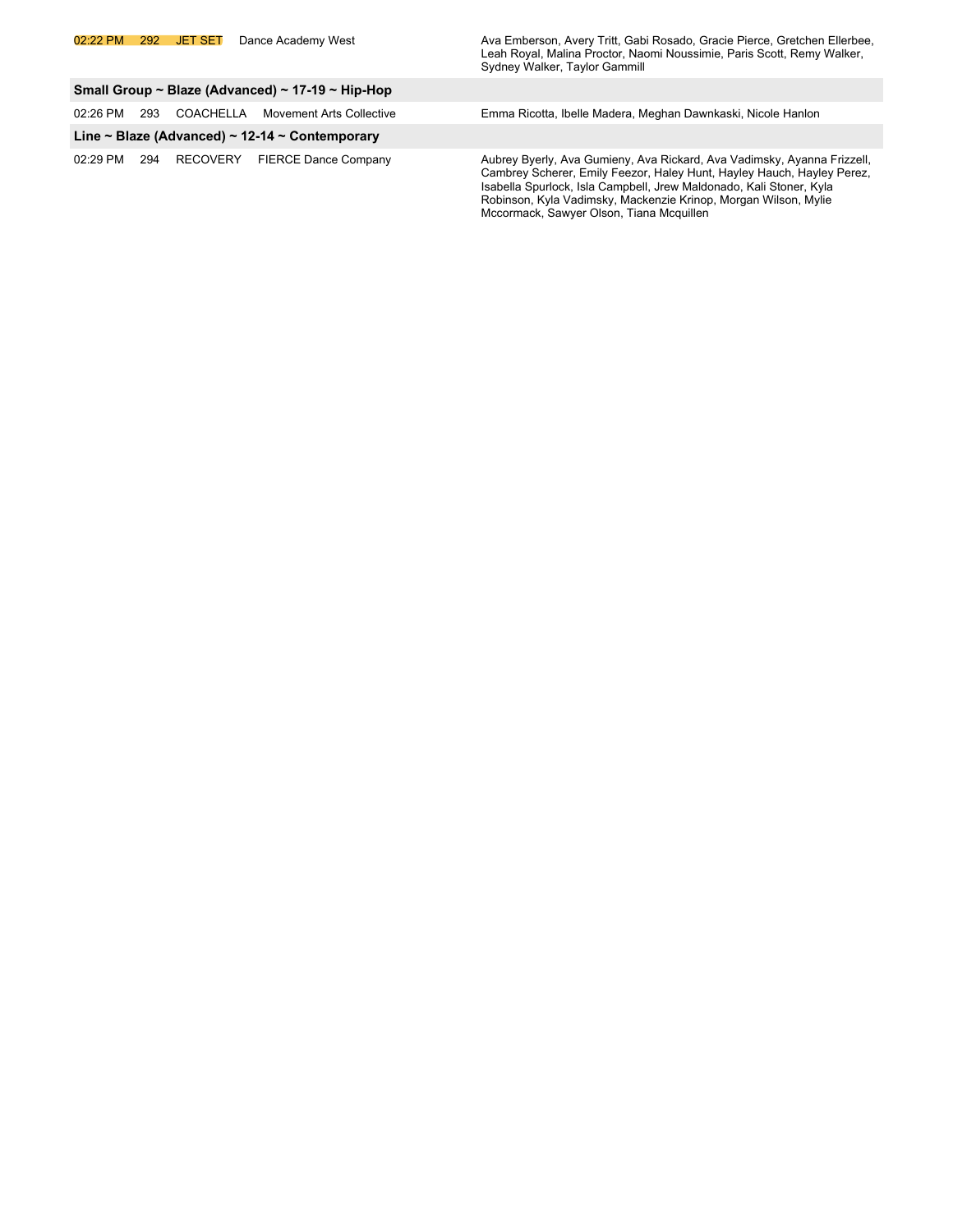| | | | | |
|---|---|---|---|---|
| 02:22 PM | 292 | JET SET | Dance Academy West | Ava Emberson, Avery Tritt, Gabi Rosado, Gracie Pierce, Gretchen Ellerbee, Leah Royal, Malina Proctor, Naomi Noussimie, Paris Scott, Remy Walker, Sydney Walker, Taylor Gammill |

**Small Group ~ Blaze (Advanced) ~ 17-19 ~ Hip-Hop**

| | | | | |
|---|---|---|---|---|
| 02:26 PM | 293 | COACHELLA | Movement Arts Collective | Emma Ricotta, Ibelle Madera, Meghan Dawnkaski, Nicole Hanlon |

**Line ~ Blaze (Advanced) ~ 12-14 ~ Contemporary**

| | | | | |
|---|---|---|---|---|
| 02:29 PM | 294 | RECOVERY | FIERCE Dance Company | Aubrey Byerly, Ava Gumieny, Ava Rickard, Ava Vadimsky, Ayanna Frizzell, Cambrey Scherer, Emily Feezor, Haley Hunt, Hayley Hauch, Hayley Perez, Isabella Spurlock, Isla Campbell, Jrew Maldonado, Kali Stoner, Kyla Robinson, Kyla Vadimsky, Mackenzie Krinop, Morgan Wilson, Mylie Mccormack, Sawyer Olson, Tiana Mcquillen |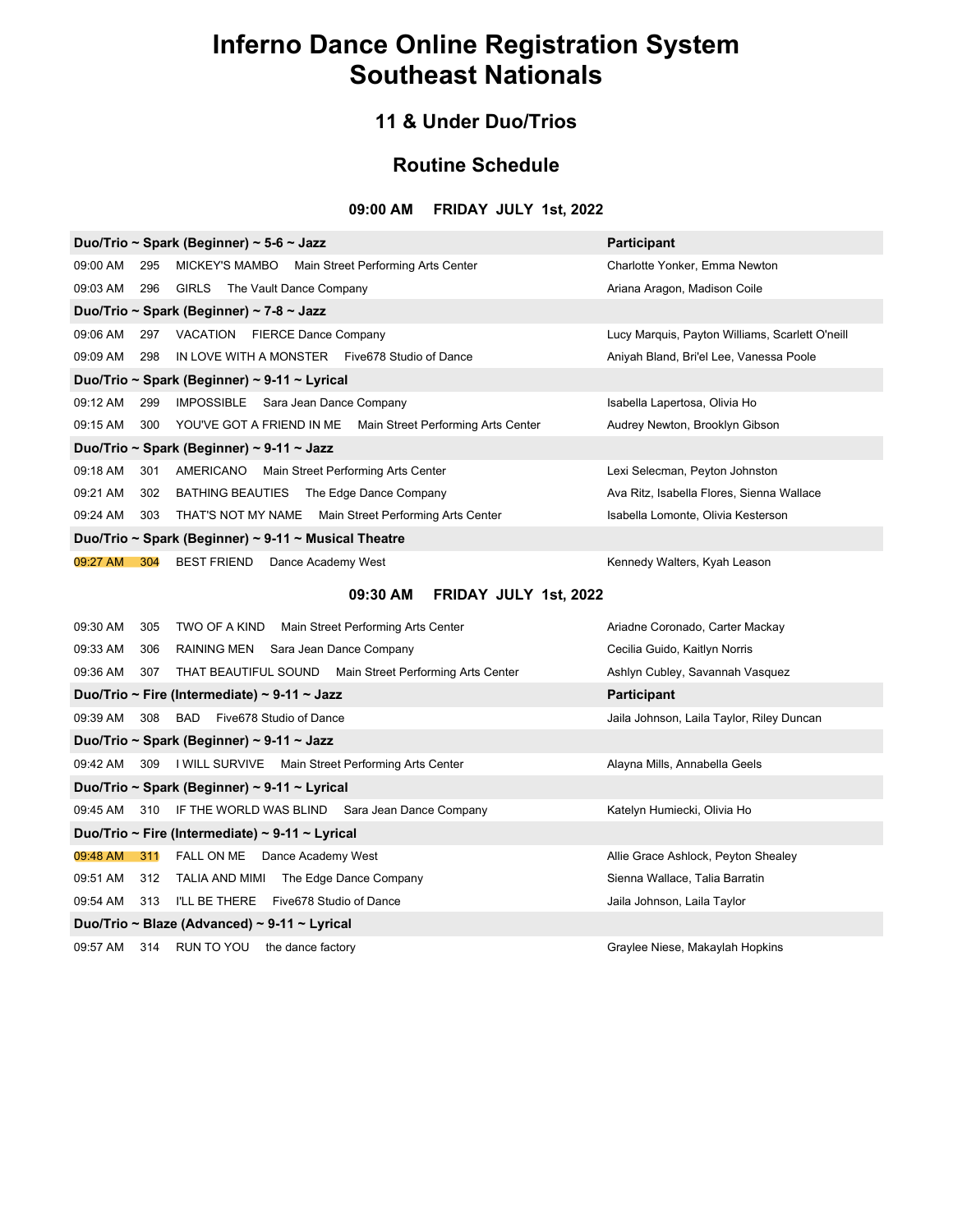# Inferno Dance Online Registration System
# Southeast Nationals

## 11 & Under Duo/Trios

## Routine Schedule

### 09:00 AM FRIDAY JULY 1st, 2022

| Duo/Trio ~ Spark (Beginner) ~ 5-6 ~ Jazz | | | | Participant |
|---|---|---|---|---|
| 09:00 AM | 295 | MICKEY'S MAMBO | Main Street Performing Arts Center | Charlotte Yonker, Emma Newton |
| 09:03 AM | 296 | GIRLS | The Vault Dance Company | Ariana Aragon, Madison Coile |
| **Duo/Trio ~ Spark (Beginner) ~ 7-8 ~ Jazz** | | | | |
| 09:06 AM | 297 | VACATION | FIERCE Dance Company | Lucy Marquis, Payton Williams, Scarlett O'neill |
| 09:09 AM | 298 | IN LOVE WITH A MONSTER | Five678 Studio of Dance | Aniyah Bland, Bri'el Lee, Vanessa Poole |
| **Duo/Trio ~ Spark (Beginner) ~ 9-11 ~ Lyrical** | | | | |
| 09:12 AM | 299 | IMPOSSIBLE | Sara Jean Dance Company | Isabella Lapertosa, Olivia Ho |
| 09:15 AM | 300 | YOU'VE GOT A FRIEND IN ME | Main Street Performing Arts Center | Audrey Newton, Brooklyn Gibson |
| **Duo/Trio ~ Spark (Beginner) ~ 9-11 ~ Jazz** | | | | |
| 09:18 AM | 301 | AMERICANO | Main Street Performing Arts Center | Lexi Selecman, Peyton Johnston |
| 09:21 AM | 302 | BATHING BEAUTIES | The Edge Dance Company | Ava Ritz, Isabella Flores, Sienna Wallace |
| 09:24 AM | 303 | THAT'S NOT MY NAME | Main Street Performing Arts Center | Isabella Lomonte, Olivia Kesterson |
| **Duo/Trio ~ Spark (Beginner) ~ 9-11 ~ Musical Theatre** | | | | |
| 09:27 AM | 304 | BEST FRIEND | Dance Academy West | Kennedy Walters, Kyah Leason |

### 09:30 AM FRIDAY JULY 1st, 2022

| Time | # | Routine | Studio | Participant |
|---|---|---|---|---|
| 09:30 AM | 305 | TWO OF A KIND | Main Street Performing Arts Center | Ariadne Coronado, Carter Mackay |
| 09:33 AM | 306 | RAINING MEN | Sara Jean Dance Company | Cecilia Guido, Kaitlyn Norris |
| 09:36 AM | 307 | THAT BEAUTIFUL SOUND | Main Street Performing Arts Center | Ashlyn Cubley, Savannah Vasquez |
| **Duo/Trio ~ Fire (Intermediate) ~ 9-11 ~ Jazz** | | | | **Participant** |
| 09:39 AM | 308 | BAD | Five678 Studio of Dance | Jaila Johnson, Laila Taylor, Riley Duncan |
| **Duo/Trio ~ Spark (Beginner) ~ 9-11 ~ Jazz** | | | | |
| 09:42 AM | 309 | I WILL SURVIVE | Main Street Performing Arts Center | Alayna Mills, Annabella Geels |
| **Duo/Trio ~ Spark (Beginner) ~ 9-11 ~ Lyrical** | | | | |
| 09:45 AM | 310 | IF THE WORLD WAS BLIND | Sara Jean Dance Company | Katelyn Humiecki, Olivia Ho |
| **Duo/Trio ~ Fire (Intermediate) ~ 9-11 ~ Lyrical** | | | | |
| 09:48 AM | 311 | FALL ON ME | Dance Academy West | Allie Grace Ashlock, Peyton Shealey |
| 09:51 AM | 312 | TALIA AND MIMI | The Edge Dance Company | Sienna Wallace, Talia Barratin |
| 09:54 AM | 313 | I'LL BE THERE | Five678 Studio of Dance | Jaila Johnson, Laila Taylor |
| **Duo/Trio ~ Blaze (Advanced) ~ 9-11 ~ Lyrical** | | | | |
| 09:57 AM | 314 | RUN TO YOU | the dance factory | Graylee Niese, Makaylah Hopkins |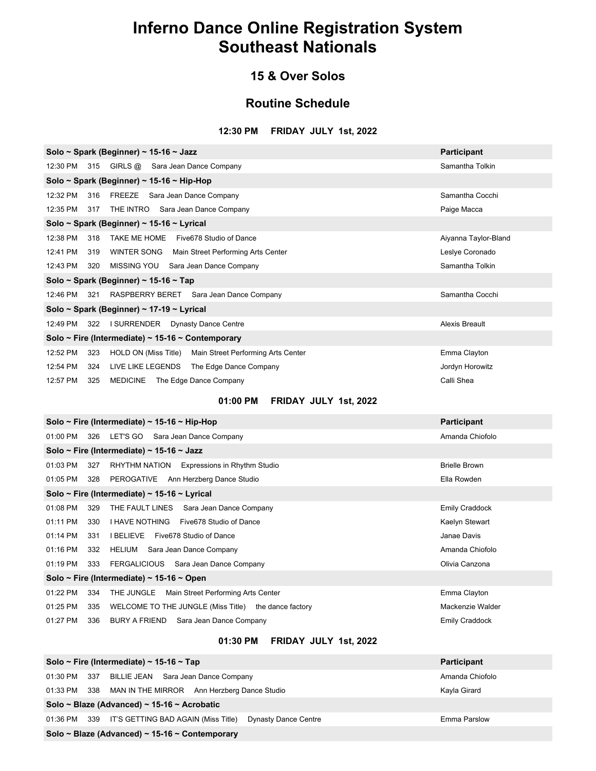# Inferno Dance Online Registration System
# Southeast Nationals

## 15 & Over Solos

## Routine Schedule

### 12:30 PM FRIDAY JULY 1st, 2022

| Solo ~ Spark (Beginner) ~ 15-16 ~ Jazz | Participant |
|---|---|
| 12:30 PM 315 GIRLS @ Sara Jean Dance Company | Samantha Tolkin |
| **Solo ~ Spark (Beginner) ~ 15-16 ~ Hip-Hop** | |
| 12:32 PM 316 FREEZE Sara Jean Dance Company | Samantha Cocchi |
| 12:35 PM 317 THE INTRO Sara Jean Dance Company | Paige Macca |
| **Solo ~ Spark (Beginner) ~ 15-16 ~ Lyrical** | |
| 12:38 PM 318 TAKE ME HOME Five678 Studio of Dance | Aiyanna Taylor-Bland |
| 12:41 PM 319 WINTER SONG Main Street Performing Arts Center | Leslye Coronado |
| 12:43 PM 320 MISSING YOU Sara Jean Dance Company | Samantha Tolkin |
| **Solo ~ Spark (Beginner) ~ 15-16 ~ Tap** | |
| 12:46 PM 321 RASPBERRY BERET Sara Jean Dance Company | Samantha Cocchi |
| **Solo ~ Spark (Beginner) ~ 17-19 ~ Lyrical** | |
| 12:49 PM 322 I SURRENDER Dynasty Dance Centre | Alexis Breault |
| **Solo ~ Fire (Intermediate) ~ 15-16 ~ Contemporary** | |
| 12:52 PM 323 HOLD ON (Miss Title) Main Street Performing Arts Center | Emma Clayton |
| 12:54 PM 324 LIVE LIKE LEGENDS The Edge Dance Company | Jordyn Horowitz |
| 12:57 PM 325 MEDICINE The Edge Dance Company | Calli Shea |

### 01:00 PM FRIDAY JULY 1st, 2022

| Solo ~ Fire (Intermediate) ~ 15-16 ~ Hip-Hop | Participant |
|---|---|
| 01:00 PM 326 LET'S GO Sara Jean Dance Company | Amanda Chiofolo |
| **Solo ~ Fire (Intermediate) ~ 15-16 ~ Jazz** | |
| 01:03 PM 327 RHYTHM NATION Expressions in Rhythm Studio | Brielle Brown |
| 01:05 PM 328 PEROGATIVE Ann Herzberg Dance Studio | Ella Rowden |
| **Solo ~ Fire (Intermediate) ~ 15-16 ~ Lyrical** | |
| 01:08 PM 329 THE FAULT LINES Sara Jean Dance Company | Emily Craddock |
| 01:11 PM 330 I HAVE NOTHING Five678 Studio of Dance | Kaelyn Stewart |
| 01:14 PM 331 I BELIEVE Five678 Studio of Dance | Janae Davis |
| 01:16 PM 332 HELIUM Sara Jean Dance Company | Amanda Chiofolo |
| 01:19 PM 333 FERGALICIOUS Sara Jean Dance Company | Olivia Canzona |
| **Solo ~ Fire (Intermediate) ~ 15-16 ~ Open** | |
| 01:22 PM 334 THE JUNGLE Main Street Performing Arts Center | Emma Clayton |
| 01:25 PM 335 WELCOME TO THE JUNGLE (Miss Title) the dance factory | Mackenzie Walder |
| 01:27 PM 336 BURY A FRIEND Sara Jean Dance Company | Emily Craddock |

### 01:30 PM FRIDAY JULY 1st, 2022

| Solo ~ Fire (Intermediate) ~ 15-16 ~ Tap | Participant |
|---|---|
| 01:30 PM 337 BILLIE JEAN Sara Jean Dance Company | Amanda Chiofolo |
| 01:33 PM 338 MAN IN THE MIRROR Ann Herzberg Dance Studio | Kayla Girard |
| **Solo ~ Blaze (Advanced) ~ 15-16 ~ Acrobatic** | |
| 01:36 PM 339 IT'S GETTING BAD AGAIN (Miss Title) Dynasty Dance Centre | Emma Parslow |
| **Solo ~ Blaze (Advanced) ~ 15-16 ~ Contemporary** | |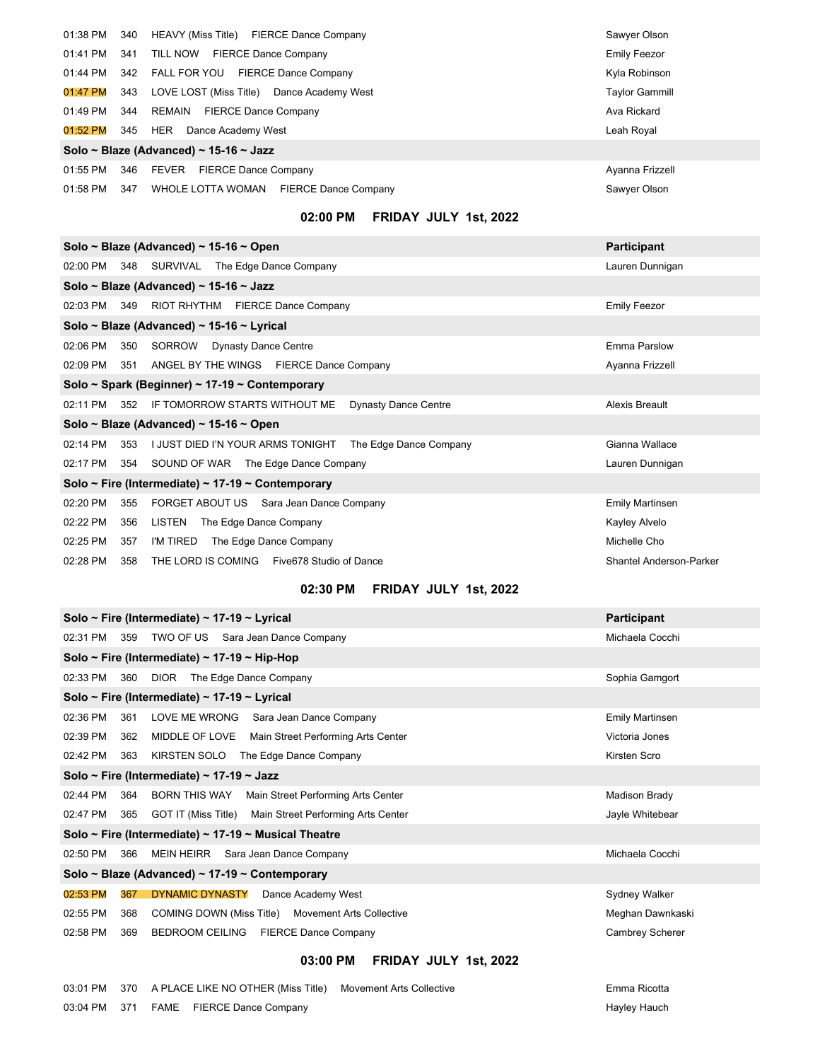| | | | |
|---|---|---|---|
| 01:38 PM | 340 | HEAVY (Miss Title) FIERCE Dance Company | Sawyer Olson |
| 01:41 PM | 341 | TILL NOW FIERCE Dance Company | Emily Feezor |
| 01:44 PM | 342 | FALL FOR YOU FIERCE Dance Company | Kyla Robinson |
| 01:47 PM | 343 | LOVE LOST (Miss Title) Dance Academy West | Taylor Gammill |
| 01:49 PM | 344 | REMAIN FIERCE Dance Company | Ava Rickard |
| 01:52 PM | 345 | HER Dance Academy West | Leah Royal |
| **Solo ~ Blaze (Advanced) ~ 15-16 ~ Jazz** | | | |
| 01:55 PM | 346 | FEVER FIERCE Dance Company | Ayanna Frizzell |
| 01:58 PM | 347 | WHOLE LOTTA WOMAN FIERCE Dance Company | Sawyer Olson |

## 02:00 PM FRIDAY JULY 1st, 2022

| **Solo ~ Blaze (Advanced) ~ 15-16 ~ Open** | | | **Participant** |
|---|---|---|---|
| 02:00 PM | 348 | SURVIVAL The Edge Dance Company | Lauren Dunnigan |
| **Solo ~ Blaze (Advanced) ~ 15-16 ~ Jazz** | | | |
| 02:03 PM | 349 | RIOT RHYTHM FIERCE Dance Company | Emily Feezor |
| **Solo ~ Blaze (Advanced) ~ 15-16 ~ Lyrical** | | | |
| 02:06 PM | 350 | SORROW Dynasty Dance Centre | Emma Parslow |
| 02:09 PM | 351 | ANGEL BY THE WINGS FIERCE Dance Company | Ayanna Frizzell |
| **Solo ~ Spark (Beginner) ~ 17-19 ~ Contemporary** | | | |
| 02:11 PM | 352 | IF TOMORROW STARTS WITHOUT ME Dynasty Dance Centre | Alexis Breault |
| **Solo ~ Blaze (Advanced) ~ 15-16 ~ Open** | | | |
| 02:14 PM | 353 | I JUST DIED I'N YOUR ARMS TONIGHT The Edge Dance Company | Gianna Wallace |
| 02:17 PM | 354 | SOUND OF WAR The Edge Dance Company | Lauren Dunnigan |
| **Solo ~ Fire (Intermediate) ~ 17-19 ~ Contemporary** | | | |
| 02:20 PM | 355 | FORGET ABOUT US Sara Jean Dance Company | Emily Martinsen |
| 02:22 PM | 356 | LISTEN The Edge Dance Company | Kayley Alvelo |
| 02:25 PM | 357 | I'M TIRED The Edge Dance Company | Michelle Cho |
| 02:28 PM | 358 | THE LORD IS COMING Five678 Studio of Dance | Shantel Anderson-Parker |

## 02:30 PM FRIDAY JULY 1st, 2022

| **Solo ~ Fire (Intermediate) ~ 17-19 ~ Lyrical** | | | **Participant** |
|---|---|---|---|
| 02:31 PM | 359 | TWO OF US Sara Jean Dance Company | Michaela Cocchi |
| **Solo ~ Fire (Intermediate) ~ 17-19 ~ Hip-Hop** | | | |
| 02:33 PM | 360 | DIOR The Edge Dance Company | Sophia Gamgort |
| **Solo ~ Fire (Intermediate) ~ 17-19 ~ Lyrical** | | | |
| 02:36 PM | 361 | LOVE ME WRONG Sara Jean Dance Company | Emily Martinsen |
| 02:39 PM | 362 | MIDDLE OF LOVE Main Street Performing Arts Center | Victoria Jones |
| 02:42 PM | 363 | KIRSTEN SOLO The Edge Dance Company | Kirsten Scro |
| **Solo ~ Fire (Intermediate) ~ 17-19 ~ Jazz** | | | |
| 02:44 PM | 364 | BORN THIS WAY Main Street Performing Arts Center | Madison Brady |
| 02:47 PM | 365 | GOT IT (Miss Title) Main Street Performing Arts Center | Jayle Whitebear |
| **Solo ~ Fire (Intermediate) ~ 17-19 ~ Musical Theatre** | | | |
| 02:50 PM | 366 | MEIN HEIRR Sara Jean Dance Company | Michaela Cocchi |
| **Solo ~ Blaze (Advanced) ~ 17-19 ~ Contemporary** | | | |
| 02:53 PM | 367 | DYNAMIC DYNASTY Dance Academy West | Sydney Walker |
| 02:55 PM | 368 | COMING DOWN (Miss Title) Movement Arts Collective | Meghan Dawnkaski |
| 02:58 PM | 369 | BEDROOM CEILING FIERCE Dance Company | Cambrey Scherer |

## 03:00 PM FRIDAY JULY 1st, 2022

| | | | |
|---|---|---|---|
| 03:01 PM | 370 | A PLACE LIKE NO OTHER (Miss Title) Movement Arts Collective | Emma Ricotta |
| 03:04 PM | 371 | FAME FIERCE Dance Company | Hayley Hauch |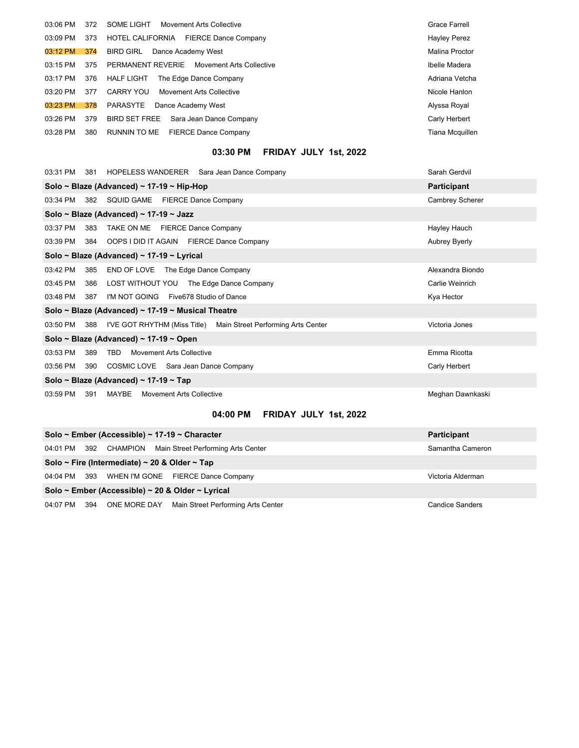| Time | # | Routine | Studio | Participant |
|---|---|---|---|---|
| 03:06 PM | 372 | SOME LIGHT | Movement Arts Collective | Grace Farrell |
| 03:09 PM | 373 | HOTEL CALIFORNIA | FIERCE Dance Company | Hayley Perez |
| 03:12 PM | 374 | BIRD GIRL | Dance Academy West | Malina Proctor |
| 03:15 PM | 375 | PERMANENT REVERIE | Movement Arts Collective | Ibelle Madera |
| 03:17 PM | 376 | HALF LIGHT | The Edge Dance Company | Adriana Vetcha |
| 03:20 PM | 377 | CARRY YOU | Movement Arts Collective | Nicole Hanlon |
| 03:23 PM | 378 | PARASYTE | Dance Academy West | Alyssa Royal |
| 03:26 PM | 379 | BIRD SET FREE | Sara Jean Dance Company | Carly Herbert |
| 03:28 PM | 380 | RUNNIN TO ME | FIERCE Dance Company | Tiana Mcquillen |

## 03:30 PM FRIDAY JULY 1st, 2022

03:31 PM 381 HOPELESS WANDERER Sara Jean Dance Company — Sarah Gerdvil

**Solo ~ Blaze (Advanced) ~ 17-19 ~ Hip-Hop** — **Participant**

03:34 PM 382 SQUID GAME FIERCE Dance Company — Cambrey Scherer

**Solo ~ Blaze (Advanced) ~ 17-19 ~ Jazz**

03:37 PM 383 TAKE ON ME FIERCE Dance Company — Hayley Hauch

03:39 PM 384 OOPS I DID IT AGAIN FIERCE Dance Company — Aubrey Byerly

**Solo ~ Blaze (Advanced) ~ 17-19 ~ Lyrical**

03:42 PM 385 END OF LOVE The Edge Dance Company — Alexandra Biondo

03:45 PM 386 LOST WITHOUT YOU The Edge Dance Company — Carlie Weinrich

03:48 PM 387 I'M NOT GOING Five678 Studio of Dance — Kya Hector

**Solo ~ Blaze (Advanced) ~ 17-19 ~ Musical Theatre**

03:50 PM 388 I'VE GOT RHYTHM (Miss Title) Main Street Performing Arts Center — Victoria Jones

**Solo ~ Blaze (Advanced) ~ 17-19 ~ Open**

03:53 PM 389 TBD Movement Arts Collective — Emma Ricotta

03:56 PM 390 COSMIC LOVE Sara Jean Dance Company — Carly Herbert

**Solo ~ Blaze (Advanced) ~ 17-19 ~ Tap**

03:59 PM 391 MAYBE Movement Arts Collective — Meghan Dawnkaski

## 04:00 PM FRIDAY JULY 1st, 2022

**Solo ~ Ember (Accessible) ~ 17-19 ~ Character** — **Participant**

04:01 PM 392 CHAMPION Main Street Performing Arts Center — Samantha Cameron

**Solo ~ Fire (Intermediate) ~ 20 & Older ~ Tap**

04:04 PM 393 WHEN I'M GONE FIERCE Dance Company — Victoria Alderman

**Solo ~ Ember (Accessible) ~ 20 & Older ~ Lyrical**

04:07 PM 394 ONE MORE DAY Main Street Performing Arts Center — Candice Sanders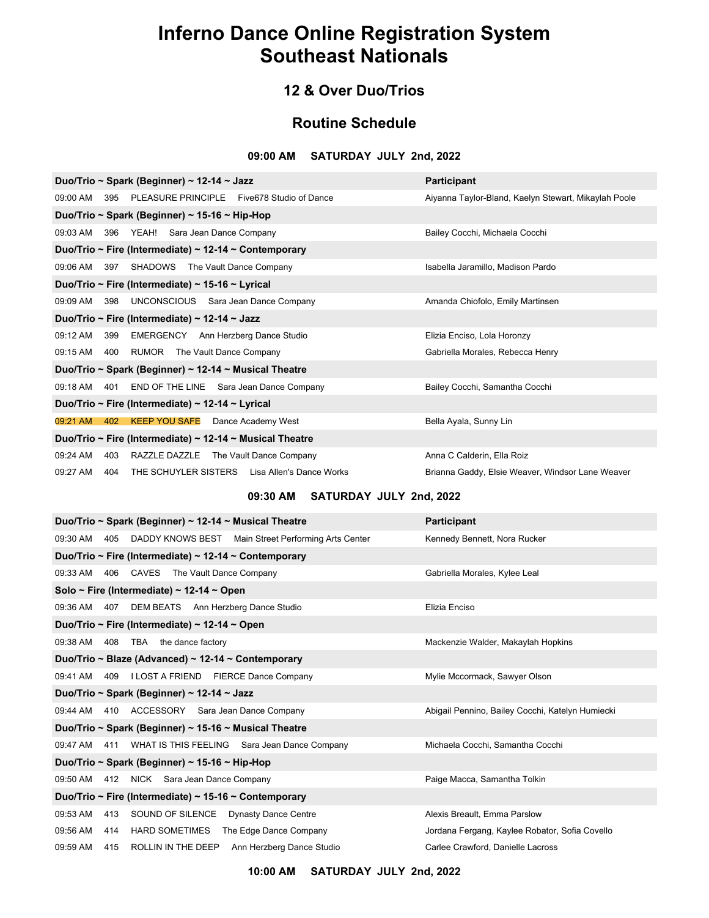# Inferno Dance Online Registration System
# Southeast Nationals

## 12 & Over Duo/Trios

## Routine Schedule

### 09:00 AM SATURDAY JULY 2nd, 2022

| Duo/Trio ~ Spark (Beginner) ~ 12-14 ~ Jazz | Participant |
|---|---|
| 09:00 AM 395 PLEASURE PRINCIPLE Five678 Studio of Dance | Aiyanna Taylor-Bland, Kaelyn Stewart, Mikaylah Poole |
| **Duo/Trio ~ Spark (Beginner) ~ 15-16 ~ Hip-Hop** | |
| 09:03 AM 396 YEAH! Sara Jean Dance Company | Bailey Cocchi, Michaela Cocchi |
| **Duo/Trio ~ Fire (Intermediate) ~ 12-14 ~ Contemporary** | |
| 09:06 AM 397 SHADOWS The Vault Dance Company | Isabella Jaramillo, Madison Pardo |
| **Duo/Trio ~ Fire (Intermediate) ~ 15-16 ~ Lyrical** | |
| 09:09 AM 398 UNCONSCIOUS Sara Jean Dance Company | Amanda Chiofolo, Emily Martinsen |
| **Duo/Trio ~ Fire (Intermediate) ~ 12-14 ~ Jazz** | |
| 09:12 AM 399 EMERGENCY Ann Herzberg Dance Studio | Elizia Enciso, Lola Horonzy |
| 09:15 AM 400 RUMOR The Vault Dance Company | Gabriella Morales, Rebecca Henry |
| **Duo/Trio ~ Spark (Beginner) ~ 12-14 ~ Musical Theatre** | |
| 09:18 AM 401 END OF THE LINE Sara Jean Dance Company | Bailey Cocchi, Samantha Cocchi |
| **Duo/Trio ~ Fire (Intermediate) ~ 12-14 ~ Lyrical** | |
| 09:21 AM 402 KEEP YOU SAFE Dance Academy West | Bella Ayala, Sunny Lin |
| **Duo/Trio ~ Fire (Intermediate) ~ 12-14 ~ Musical Theatre** | |
| 09:24 AM 403 RAZZLE DAZZLE The Vault Dance Company | Anna C Calderin, Ella Roiz |
| 09:27 AM 404 THE SCHUYLER SISTERS Lisa Allen's Dance Works | Brianna Gaddy, Elsie Weaver, Windsor Lane Weaver |

### 09:30 AM SATURDAY JULY 2nd, 2022

| Duo/Trio ~ Spark (Beginner) ~ 12-14 ~ Musical Theatre | Participant |
|---|---|
| 09:30 AM 405 DADDY KNOWS BEST Main Street Performing Arts Center | Kennedy Bennett, Nora Rucker |
| **Duo/Trio ~ Fire (Intermediate) ~ 12-14 ~ Contemporary** | |
| 09:33 AM 406 CAVES The Vault Dance Company | Gabriella Morales, Kylee Leal |
| **Solo ~ Fire (Intermediate) ~ 12-14 ~ Open** | |
| 09:36 AM 407 DEM BEATS Ann Herzberg Dance Studio | Elizia Enciso |
| **Duo/Trio ~ Fire (Intermediate) ~ 12-14 ~ Open** | |
| 09:38 AM 408 TBA the dance factory | Mackenzie Walder, Makaylah Hopkins |
| **Duo/Trio ~ Blaze (Advanced) ~ 12-14 ~ Contemporary** | |
| 09:41 AM 409 I LOST A FRIEND FIERCE Dance Company | Mylie Mccormack, Sawyer Olson |
| **Duo/Trio ~ Spark (Beginner) ~ 12-14 ~ Jazz** | |
| 09:44 AM 410 ACCESSORY Sara Jean Dance Company | Abigail Pennino, Bailey Cocchi, Katelyn Humiecki |
| **Duo/Trio ~ Spark (Beginner) ~ 15-16 ~ Musical Theatre** | |
| 09:47 AM 411 WHAT IS THIS FEELING Sara Jean Dance Company | Michaela Cocchi, Samantha Cocchi |
| **Duo/Trio ~ Spark (Beginner) ~ 15-16 ~ Hip-Hop** | |
| 09:50 AM 412 NICK Sara Jean Dance Company | Paige Macca, Samantha Tolkin |
| **Duo/Trio ~ Fire (Intermediate) ~ 15-16 ~ Contemporary** | |
| 09:53 AM 413 SOUND OF SILENCE Dynasty Dance Centre | Alexis Breault, Emma Parslow |
| 09:56 AM 414 HARD SOMETIMES The Edge Dance Company | Jordana Fergang, Kaylee Robator, Sofia Covello |
| 09:59 AM 415 ROLLIN IN THE DEEP Ann Herzberg Dance Studio | Carlee Crawford, Danielle Lacross |

### 10:00 AM SATURDAY JULY 2nd, 2022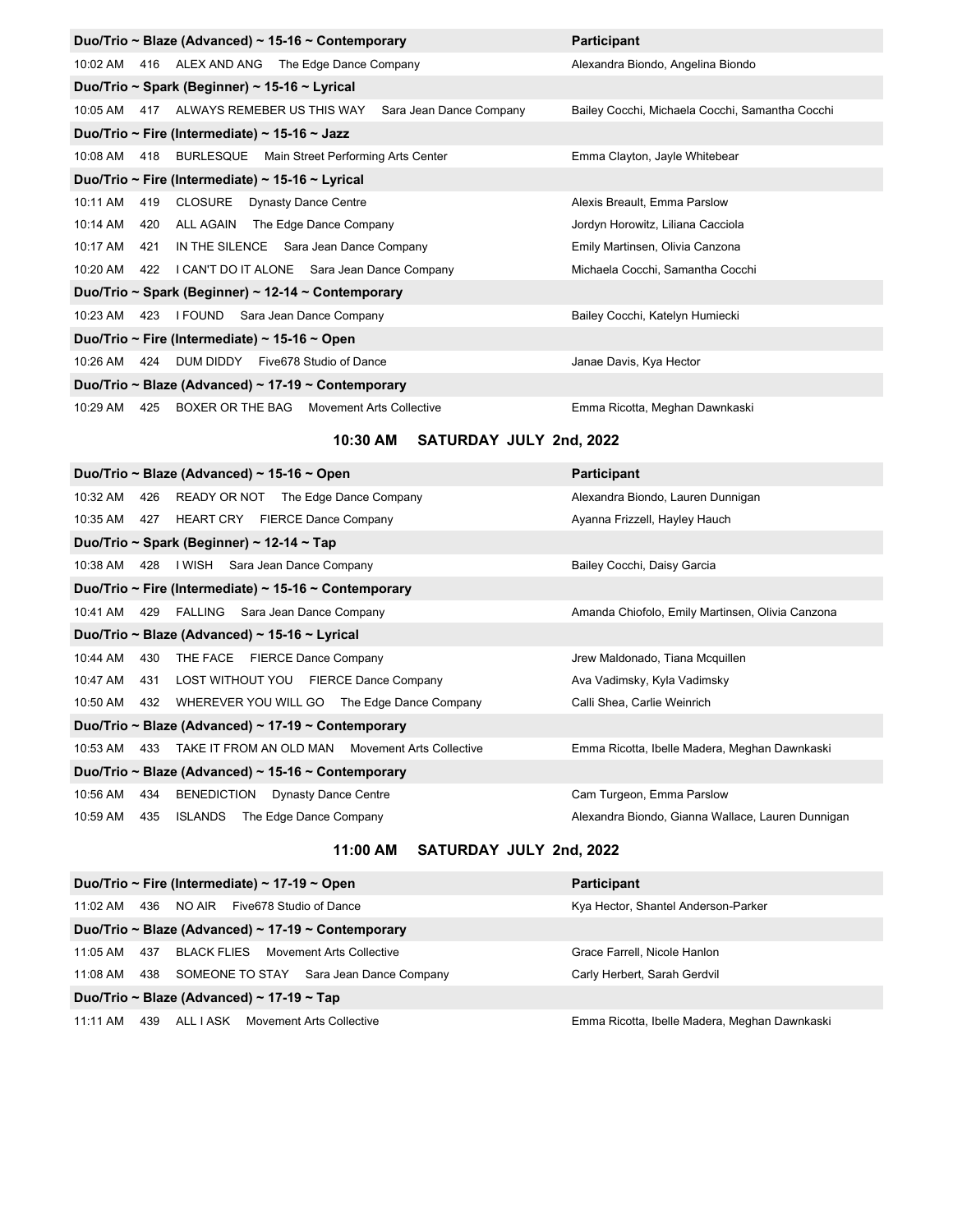| Duo/Trio ~ Blaze (Advanced) ~ 15-16 ~ Contemporary | | | | Participant |
|---|---|---|---|---|
| 10:02 AM | 416 | ALEX AND ANG | The Edge Dance Company | Alexandra Biondo, Angelina Biondo |
| **Duo/Trio ~ Spark (Beginner) ~ 15-16 ~ Lyrical** | | | | |
| 10:05 AM | 417 | ALWAYS REMEBER US THIS WAY | Sara Jean Dance Company | Bailey Cocchi, Michaela Cocchi, Samantha Cocchi |
| **Duo/Trio ~ Fire (Intermediate) ~ 15-16 ~ Jazz** | | | | |
| 10:08 AM | 418 | BURLESQUE | Main Street Performing Arts Center | Emma Clayton, Jayle Whitebear |
| **Duo/Trio ~ Fire (Intermediate) ~ 15-16 ~ Lyrical** | | | | |
| 10:11 AM | 419 | CLOSURE | Dynasty Dance Centre | Alexis Breault, Emma Parslow |
| 10:14 AM | 420 | ALL AGAIN | The Edge Dance Company | Jordyn Horowitz, Liliana Cacciola |
| 10:17 AM | 421 | IN THE SILENCE | Sara Jean Dance Company | Emily Martinsen, Olivia Canzona |
| 10:20 AM | 422 | I CAN'T DO IT ALONE | Sara Jean Dance Company | Michaela Cocchi, Samantha Cocchi |
| **Duo/Trio ~ Spark (Beginner) ~ 12-14 ~ Contemporary** | | | | |
| 10:23 AM | 423 | I FOUND | Sara Jean Dance Company | Bailey Cocchi, Katelyn Humiecki |
| **Duo/Trio ~ Fire (Intermediate) ~ 15-16 ~ Open** | | | | |
| 10:26 AM | 424 | DUM DIDDY | Five678 Studio of Dance | Janae Davis, Kya Hector |
| **Duo/Trio ~ Blaze (Advanced) ~ 17-19 ~ Contemporary** | | | | |
| 10:29 AM | 425 | BOXER OR THE BAG | Movement Arts Collective | Emma Ricotta, Meghan Dawnkaski |

## 10:30 AM SATURDAY JULY 2nd, 2022

| Duo/Trio ~ Blaze (Advanced) ~ 15-16 ~ Open | | | | Participant |
|---|---|---|---|---|
| 10:32 AM | 426 | READY OR NOT | The Edge Dance Company | Alexandra Biondo, Lauren Dunnigan |
| 10:35 AM | 427 | HEART CRY | FIERCE Dance Company | Ayanna Frizzell, Hayley Hauch |
| **Duo/Trio ~ Spark (Beginner) ~ 12-14 ~ Tap** | | | | |
| 10:38 AM | 428 | I WISH | Sara Jean Dance Company | Bailey Cocchi, Daisy Garcia |
| **Duo/Trio ~ Fire (Intermediate) ~ 15-16 ~ Contemporary** | | | | |
| 10:41 AM | 429 | FALLING | Sara Jean Dance Company | Amanda Chiofolo, Emily Martinsen, Olivia Canzona |
| **Duo/Trio ~ Blaze (Advanced) ~ 15-16 ~ Lyrical** | | | | |
| 10:44 AM | 430 | THE FACE | FIERCE Dance Company | Jrew Maldonado, Tiana Mcquillen |
| 10:47 AM | 431 | LOST WITHOUT YOU | FIERCE Dance Company | Ava Vadimsky, Kyla Vadimsky |
| 10:50 AM | 432 | WHEREVER YOU WILL GO | The Edge Dance Company | Calli Shea, Carlie Weinrich |
| **Duo/Trio ~ Blaze (Advanced) ~ 17-19 ~ Contemporary** | | | | |
| 10:53 AM | 433 | TAKE IT FROM AN OLD MAN | Movement Arts Collective | Emma Ricotta, Ibelle Madera, Meghan Dawnkaski |
| **Duo/Trio ~ Blaze (Advanced) ~ 15-16 ~ Contemporary** | | | | |
| 10:56 AM | 434 | BENEDICTION | Dynasty Dance Centre | Cam Turgeon, Emma Parslow |
| 10:59 AM | 435 | ISLANDS | The Edge Dance Company | Alexandra Biondo, Gianna Wallace, Lauren Dunnigan |

## 11:00 AM SATURDAY JULY 2nd, 2022

| Duo/Trio ~ Fire (Intermediate) ~ 17-19 ~ Open | | | | Participant |
|---|---|---|---|---|
| 11:02 AM | 436 | NO AIR | Five678 Studio of Dance | Kya Hector, Shantel Anderson-Parker |
| **Duo/Trio ~ Blaze (Advanced) ~ 17-19 ~ Contemporary** | | | | |
| 11:05 AM | 437 | BLACK FLIES | Movement Arts Collective | Grace Farrell, Nicole Hanlon |
| 11:08 AM | 438 | SOMEONE TO STAY | Sara Jean Dance Company | Carly Herbert, Sarah Gerdvil |
| **Duo/Trio ~ Blaze (Advanced) ~ 17-19 ~ Tap** | | | | |
| 11:11 AM | 439 | ALL I ASK | Movement Arts Collective | Emma Ricotta, Ibelle Madera, Meghan Dawnkaski |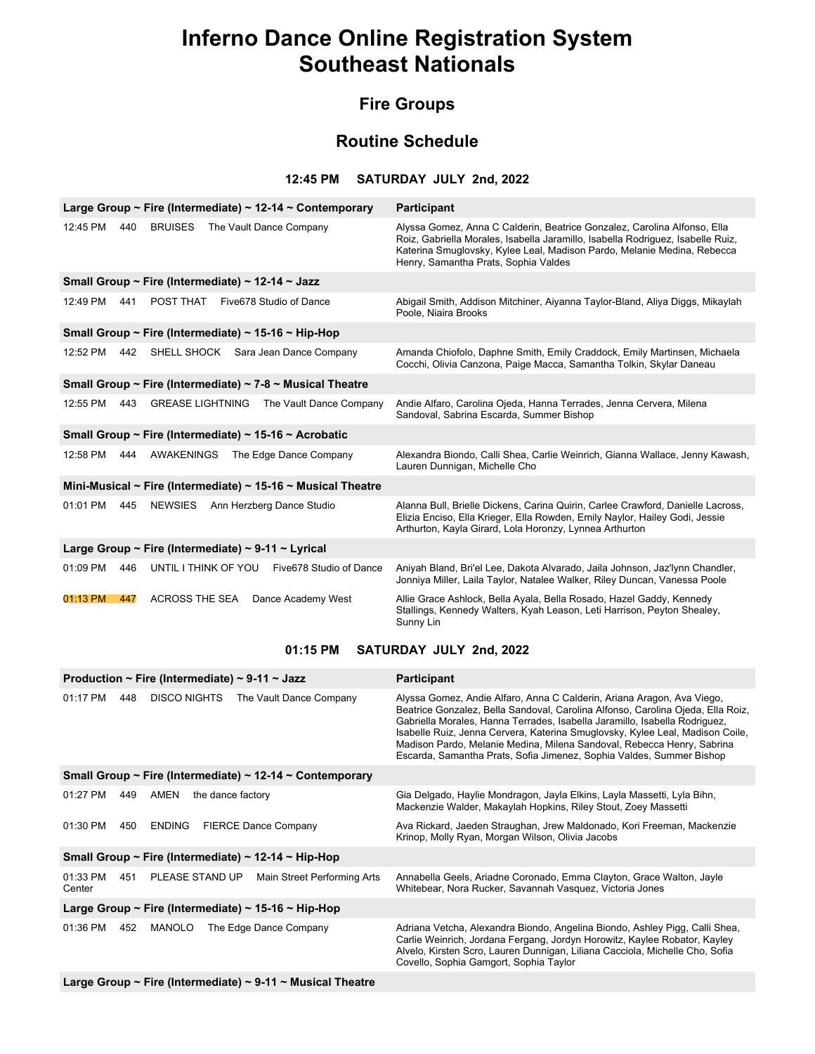# Inferno Dance Online Registration System
# Southeast Nationals

## Fire Groups

## Routine Schedule

### 12:45 PM SATURDAY JULY 2nd, 2022

| Large Group ~ Fire (Intermediate) ~ 12-14 ~ Contemporary | Participant |
|---|---|
| 12:45 PM 440 BRUISES The Vault Dance Company | Alyssa Gomez, Anna C Calderin, Beatrice Gonzalez, Carolina Alfonso, Ella Roiz, Gabriella Morales, Isabella Jaramillo, Isabella Rodriguez, Isabelle Ruiz, Katerina Smuglovsky, Kylee Leal, Madison Pardo, Melanie Medina, Rebecca Henry, Samantha Prats, Sophia Valdes |
| **Small Group ~ Fire (Intermediate) ~ 12-14 ~ Jazz** | |
| 12:49 PM 441 POST THAT Five678 Studio of Dance | Abigail Smith, Addison Mitchiner, Aiyanna Taylor-Bland, Aliya Diggs, Mikaylah Poole, Niaira Brooks |
| **Small Group ~ Fire (Intermediate) ~ 15-16 ~ Hip-Hop** | |
| 12:52 PM 442 SHELL SHOCK Sara Jean Dance Company | Amanda Chiofolo, Daphne Smith, Emily Craddock, Emily Martinsen, Michaela Cocchi, Olivia Canzona, Paige Macca, Samantha Tolkin, Skylar Daneau |
| **Small Group ~ Fire (Intermediate) ~ 7-8 ~ Musical Theatre** | |
| 12:55 PM 443 GREASE LIGHTNING The Vault Dance Company | Andie Alfaro, Carolina Ojeda, Hanna Terrades, Jenna Cervera, Milena Sandoval, Sabrina Escarda, Summer Bishop |
| **Small Group ~ Fire (Intermediate) ~ 15-16 ~ Acrobatic** | |
| 12:58 PM 444 AWAKENINGS The Edge Dance Company | Alexandra Biondo, Calli Shea, Carlie Weinrich, Gianna Wallace, Jenny Kawash, Lauren Dunnigan, Michelle Cho |
| **Mini-Musical ~ Fire (Intermediate) ~ 15-16 ~ Musical Theatre** | |
| 01:01 PM 445 NEWSIES Ann Herzberg Dance Studio | Alanna Bull, Brielle Dickens, Carina Quirin, Carlee Crawford, Danielle Lacross, Elizia Enciso, Ella Krieger, Ella Rowden, Emily Naylor, Hailey Godi, Jessie Arthurton, Kayla Girard, Lola Horonzy, Lynnea Arthurton |
| **Large Group ~ Fire (Intermediate) ~ 9-11 ~ Lyrical** | |
| 01:09 PM 446 UNTIL I THINK OF YOU Five678 Studio of Dance | Aniyah Bland, Bri'el Lee, Dakota Alvarado, Jaila Johnson, Jaz'lynn Chandler, Jonniya Miller, Laila Taylor, Natalee Walker, Riley Duncan, Vanessa Poole |
| 01:13 PM 447 ACROSS THE SEA Dance Academy West | Allie Grace Ashlock, Bella Ayala, Bella Rosado, Hazel Gaddy, Kennedy Stallings, Kennedy Walters, Kyah Leason, Leti Harrison, Peyton Shealey, Sunny Lin |

### 01:15 PM SATURDAY JULY 2nd, 2022

| Production ~ Fire (Intermediate) ~ 9-11 ~ Jazz | Participant |
|---|---|
| 01:17 PM 448 DISCO NIGHTS The Vault Dance Company | Alyssa Gomez, Andie Alfaro, Anna C Calderin, Ariana Aragon, Ava Viego, Beatrice Gonzalez, Bella Sandoval, Carolina Alfonso, Carolina Ojeda, Ella Roiz, Gabriella Morales, Hanna Terrades, Isabella Jaramillo, Isabella Rodriguez, Isabelle Ruiz, Jenna Cervera, Katerina Smuglovsky, Kylee Leal, Madison Coile, Madison Pardo, Melanie Medina, Milena Sandoval, Rebecca Henry, Sabrina Escarda, Samantha Prats, Sofia Jimenez, Sophia Valdes, Summer Bishop |
| **Small Group ~ Fire (Intermediate) ~ 12-14 ~ Contemporary** | |
| 01:27 PM 449 AMEN the dance factory | Gia Delgado, Haylie Mondragon, Jayla Elkins, Layla Massetti, Lyla Bihn, Mackenzie Walder, Makaylah Hopkins, Riley Stout, Zoey Massetti |
| 01:30 PM 450 ENDING FIERCE Dance Company | Ava Rickard, Jaeden Straughan, Jrew Maldonado, Kori Freeman, Mackenzie Krinop, Molly Ryan, Morgan Wilson, Olivia Jacobs |
| **Small Group ~ Fire (Intermediate) ~ 12-14 ~ Hip-Hop** | |
| 01:33 PM 451 PLEASE STAND UP Main Street Performing Arts Center | Annabella Geels, Ariadne Coronado, Emma Clayton, Grace Walton, Jayle Whitebear, Nora Rucker, Savannah Vasquez, Victoria Jones |
| **Large Group ~ Fire (Intermediate) ~ 15-16 ~ Hip-Hop** | |
| 01:36 PM 452 MANOLO The Edge Dance Company | Adriana Vetcha, Alexandra Biondo, Angelina Biondo, Ashley Pigg, Calli Shea, Carlie Weinrich, Jordana Fergang, Jordyn Horowitz, Kaylee Robator, Kayley Alvelo, Kirsten Scro, Lauren Dunnigan, Liliana Cacciola, Michelle Cho, Sofia Covello, Sophia Gamgort, Sophia Taylor |
| **Large Group ~ Fire (Intermediate) ~ 9-11 ~ Musical Theatre** | |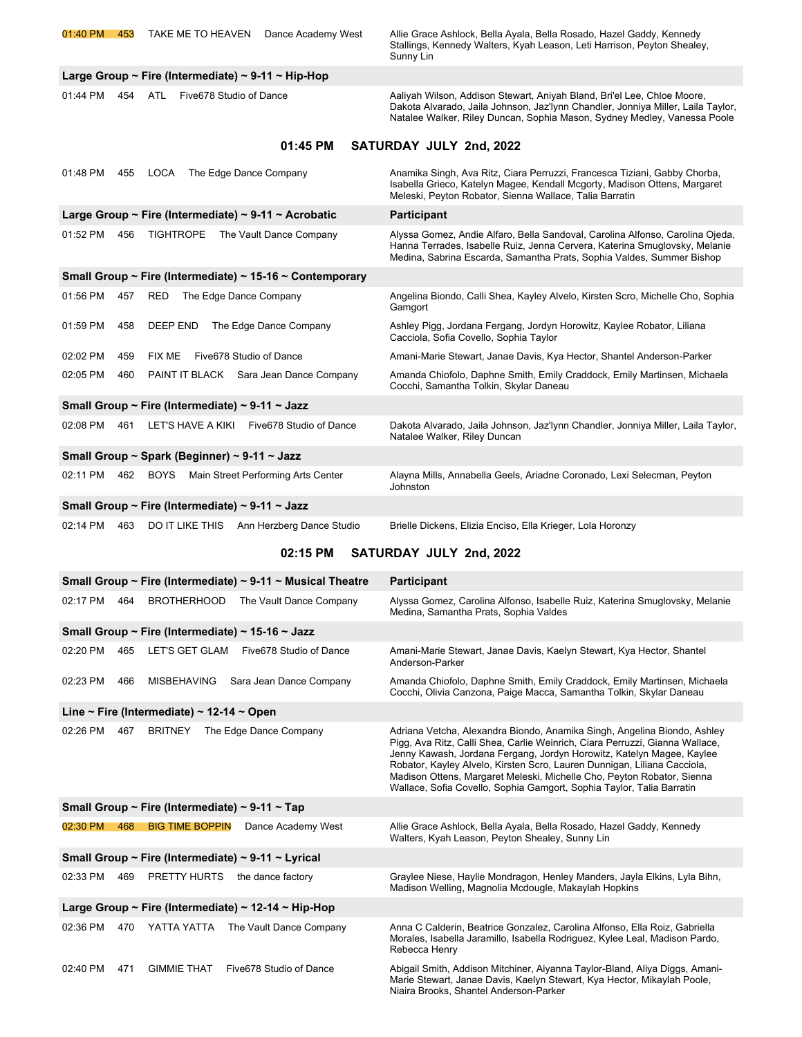| Time | # | Routine | Studio | Participant |
|---|---|---|---|---|
| 01:40 PM | 453 | TAKE ME TO HEAVEN | Dance Academy West | Allie Grace Ashlock, Bella Ayala, Bella Rosado, Hazel Gaddy, Kennedy Stallings, Kennedy Walters, Kyah Leason, Leti Harrison, Peyton Shealey, Sunny Lin |

**Large Group ~ Fire (Intermediate) ~ 9-11 ~ Hip-Hop**

| Time | # | Routine | Studio | Participant |
|---|---|---|---|---|
| 01:44 PM | 454 | ATL | Five678 Studio of Dance | Aaliyah Wilson, Addison Stewart, Aniyah Bland, Bri'el Lee, Chloe Moore, Dakota Alvarado, Jaila Johnson, Jaz'lynn Chandler, Jonniya Miller, Laila Taylor, Natalee Walker, Riley Duncan, Sophia Mason, Sydney Medley, Vanessa Poole |

## 01:45 PM SATURDAY JULY 2nd, 2022

| Time | # | Routine | Studio | Participant |
|---|---|---|---|---|
| 01:48 PM | 455 | LOCA | The Edge Dance Company | Anamika Singh, Ava Ritz, Ciara Perruzzi, Francesca Tiziani, Gabby Chorba, Isabella Grieco, Katelyn Magee, Kendall Mcgorty, Madison Ottens, Margaret Meleski, Peyton Robator, Sienna Wallace, Talia Barratin |

**Large Group ~ Fire (Intermediate) ~ 9-11 ~ Acrobatic** — **Participant**

| Time | # | Routine | Studio | Participant |
|---|---|---|---|---|
| 01:52 PM | 456 | TIGHTROPE | The Vault Dance Company | Alyssa Gomez, Andie Alfaro, Bella Sandoval, Carolina Alfonso, Carolina Ojeda, Hanna Terrades, Isabelle Ruiz, Jenna Cervera, Katerina Smuglovsky, Melanie Medina, Sabrina Escarda, Samantha Prats, Sophia Valdes, Summer Bishop |

**Small Group ~ Fire (Intermediate) ~ 15-16 ~ Contemporary**

| Time | # | Routine | Studio | Participant |
|---|---|---|---|---|
| 01:56 PM | 457 | RED | The Edge Dance Company | Angelina Biondo, Calli Shea, Kayley Alvelo, Kirsten Scro, Michelle Cho, Sophia Gamgort |
| 01:59 PM | 458 | DEEP END | The Edge Dance Company | Ashley Pigg, Jordana Fergang, Jordyn Horowitz, Kaylee Robator, Liliana Cacciola, Sofia Covello, Sophia Taylor |
| 02:02 PM | 459 | FIX ME | Five678 Studio of Dance | Amani-Marie Stewart, Janae Davis, Kya Hector, Shantel Anderson-Parker |
| 02:05 PM | 460 | PAINT IT BLACK | Sara Jean Dance Company | Amanda Chiofolo, Daphne Smith, Emily Craddock, Emily Martinsen, Michaela Cocchi, Samantha Tolkin, Skylar Daneau |

**Small Group ~ Fire (Intermediate) ~ 9-11 ~ Jazz**

| Time | # | Routine | Studio | Participant |
|---|---|---|---|---|
| 02:08 PM | 461 | LET'S HAVE A KIKI | Five678 Studio of Dance | Dakota Alvarado, Jaila Johnson, Jaz'lynn Chandler, Jonniya Miller, Laila Taylor, Natalee Walker, Riley Duncan |

**Small Group ~ Spark (Beginner) ~ 9-11 ~ Jazz**

| Time | # | Routine | Studio | Participant |
|---|---|---|---|---|
| 02:11 PM | 462 | BOYS | Main Street Performing Arts Center | Alayna Mills, Annabella Geels, Ariadne Coronado, Lexi Selecman, Peyton Johnston |

**Small Group ~ Fire (Intermediate) ~ 9-11 ~ Jazz**

| Time | # | Routine | Studio | Participant |
|---|---|---|---|---|
| 02:14 PM | 463 | DO IT LIKE THIS | Ann Herzberg Dance Studio | Brielle Dickens, Elizia Enciso, Ella Krieger, Lola Horonzy |

## 02:15 PM SATURDAY JULY 2nd, 2022

**Small Group ~ Fire (Intermediate) ~ 9-11 ~ Musical Theatre** — **Participant**

| Time | # | Routine | Studio | Participant |
|---|---|---|---|---|
| 02:17 PM | 464 | BROTHERHOOD | The Vault Dance Company | Alyssa Gomez, Carolina Alfonso, Isabelle Ruiz, Katerina Smuglovsky, Melanie Medina, Samantha Prats, Sophia Valdes |

**Small Group ~ Fire (Intermediate) ~ 15-16 ~ Jazz**

| Time | # | Routine | Studio | Participant |
|---|---|---|---|---|
| 02:20 PM | 465 | LET'S GET GLAM | Five678 Studio of Dance | Amani-Marie Stewart, Janae Davis, Kaelyn Stewart, Kya Hector, Shantel Anderson-Parker |
| 02:23 PM | 466 | MISBEHAVING | Sara Jean Dance Company | Amanda Chiofolo, Daphne Smith, Emily Craddock, Emily Martinsen, Michaela Cocchi, Olivia Canzona, Paige Macca, Samantha Tolkin, Skylar Daneau |

**Line ~ Fire (Intermediate) ~ 12-14 ~ Open**

| Time | # | Routine | Studio | Participant |
|---|---|---|---|---|
| 02:26 PM | 467 | BRITNEY | The Edge Dance Company | Adriana Vetcha, Alexandra Biondo, Anamika Singh, Angelina Biondo, Ashley Pigg, Ava Ritz, Calli Shea, Carlie Weinrich, Ciara Perruzzi, Gianna Wallace, Jenny Kawash, Jordana Fergang, Jordyn Horowitz, Katelyn Magee, Kaylee Robator, Kayley Alvelo, Kirsten Scro, Lauren Dunnigan, Liliana Cacciola, Madison Ottens, Margaret Meleski, Michelle Cho, Peyton Robator, Sienna Wallace, Sofia Covello, Sophia Gamgort, Sophia Taylor, Talia Barratin |

**Small Group ~ Fire (Intermediate) ~ 9-11 ~ Tap**

| Time | # | Routine | Studio | Participant |
|---|---|---|---|---|
| 02:30 PM | 468 | BIG TIME BOPPIN | Dance Academy West | Allie Grace Ashlock, Bella Ayala, Bella Rosado, Hazel Gaddy, Kennedy Walters, Kyah Leason, Peyton Shealey, Sunny Lin |

**Small Group ~ Fire (Intermediate) ~ 9-11 ~ Lyrical**

| Time | # | Routine | Studio | Participant |
|---|---|---|---|---|
| 02:33 PM | 469 | PRETTY HURTS | the dance factory | Graylee Niese, Haylie Mondragon, Henley Manders, Jayla Elkins, Lyla Bihn, Madison Welling, Magnolia Mcdougle, Makaylah Hopkins |

**Large Group ~ Fire (Intermediate) ~ 12-14 ~ Hip-Hop**

| Time | # | Routine | Studio | Participant |
|---|---|---|---|---|
| 02:36 PM | 470 | YATTA YATTA | The Vault Dance Company | Anna C Calderin, Beatrice Gonzalez, Carolina Alfonso, Ella Roiz, Gabriella Morales, Isabella Jaramillo, Isabella Rodriguez, Kylee Leal, Madison Pardo, Rebecca Henry |
| 02:40 PM | 471 | GIMMIE THAT | Five678 Studio of Dance | Abigail Smith, Addison Mitchiner, Aiyanna Taylor-Bland, Aliya Diggs, Amani-Marie Stewart, Janae Davis, Kaelyn Stewart, Kya Hector, Mikaylah Poole, Niaira Brooks, Shantel Anderson-Parker |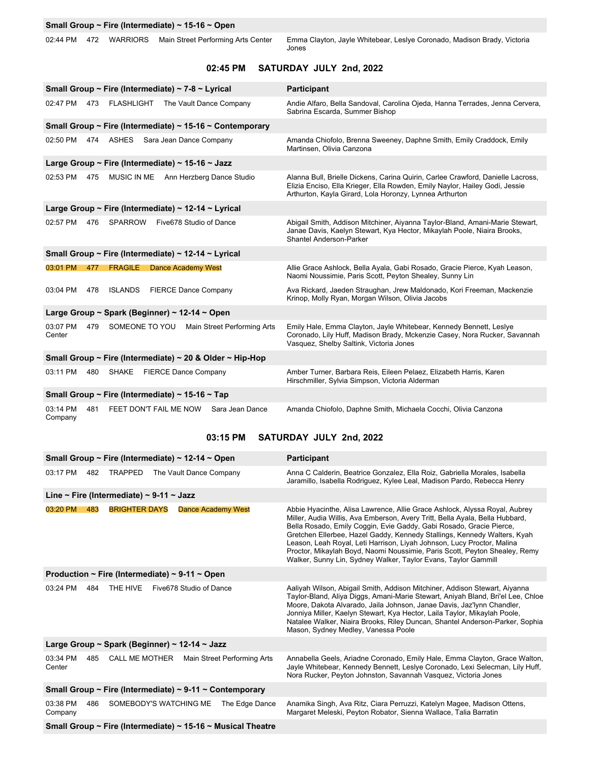**Small Group ~ Fire (Intermediate) ~ 15-16 ~ Open**

| | | | | |
|---|---|---|---|---|
| 02:44 PM | 472 | WARRIORS | Main Street Performing Arts Center | Emma Clayton, Jayle Whitebear, Leslye Coronado, Madison Brady, Victoria Jones |

## 02:45 PM SATURDAY JULY 2nd, 2022

| Time | # | Routine | Studio | Participant |
|---|---|---|---|---|
| **Small Group ~ Fire (Intermediate) ~ 7-8 ~ Lyrical** | | | | |
| 02:47 PM | 473 | FLASHLIGHT | The Vault Dance Company | Andie Alfaro, Bella Sandoval, Carolina Ojeda, Hanna Terrades, Jenna Cervera, Sabrina Escarda, Summer Bishop |
| **Small Group ~ Fire (Intermediate) ~ 15-16 ~ Contemporary** | | | | |
| 02:50 PM | 474 | ASHES | Sara Jean Dance Company | Amanda Chiofolo, Brenna Sweeney, Daphne Smith, Emily Craddock, Emily Martinsen, Olivia Canzona |
| **Large Group ~ Fire (Intermediate) ~ 15-16 ~ Jazz** | | | | |
| 02:53 PM | 475 | MUSIC IN ME | Ann Herzberg Dance Studio | Alanna Bull, Brielle Dickens, Carina Quirin, Carlee Crawford, Danielle Lacross, Elizia Enciso, Ella Krieger, Ella Rowden, Emily Naylor, Hailey Godi, Jessie Arthurton, Kayla Girard, Lola Horonzy, Lynnea Arthurton |
| **Large Group ~ Fire (Intermediate) ~ 12-14 ~ Lyrical** | | | | |
| 02:57 PM | 476 | SPARROW | Five678 Studio of Dance | Abigail Smith, Addison Mitchiner, Aiyanna Taylor-Bland, Amani-Marie Stewart, Janae Davis, Kaelyn Stewart, Kya Hector, Mikaylah Poole, Niaira Brooks, Shantel Anderson-Parker |
| **Small Group ~ Fire (Intermediate) ~ 12-14 ~ Lyrical** | | | | |
| 03:01 PM | 477 | FRAGILE | Dance Academy West | Allie Grace Ashlock, Bella Ayala, Gabi Rosado, Gracie Pierce, Kyah Leason, Naomi Noussimie, Paris Scott, Peyton Shealey, Sunny Lin |
| 03:04 PM | 478 | ISLANDS | FIERCE Dance Company | Ava Rickard, Jaeden Straughan, Jrew Maldonado, Kori Freeman, Mackenzie Krinop, Molly Ryan, Morgan Wilson, Olivia Jacobs |
| **Large Group ~ Spark (Beginner) ~ 12-14 ~ Open** | | | | |
| 03:07 PM | 479 | SOMEONE TO YOU | Main Street Performing Arts Center | Emily Hale, Emma Clayton, Jayle Whitebear, Kennedy Bennett, Leslye Coronado, Lily Huff, Madison Brady, Mckenzie Casey, Nora Rucker, Savannah Vasquez, Shelby Saltink, Victoria Jones |
| **Small Group ~ Fire (Intermediate) ~ 20 & Older ~ Hip-Hop** | | | | |
| 03:11 PM | 480 | SHAKE | FIERCE Dance Company | Amber Turner, Barbara Reis, Eileen Pelaez, Elizabeth Harris, Karen Hirschmiller, Sylvia Simpson, Victoria Alderman |
| **Small Group ~ Fire (Intermediate) ~ 15-16 ~ Tap** | | | | |
| 03:14 PM | 481 | FEET DON'T FAIL ME NOW | Sara Jean Dance Company | Amanda Chiofolo, Daphne Smith, Michaela Cocchi, Olivia Canzona |

## 03:15 PM SATURDAY JULY 2nd, 2022

| Time | # | Routine | Studio | Participant |
|---|---|---|---|---|
| **Small Group ~ Fire (Intermediate) ~ 12-14 ~ Open** | | | | |
| 03:17 PM | 482 | TRAPPED | The Vault Dance Company | Anna C Calderin, Beatrice Gonzalez, Ella Roiz, Gabriella Morales, Isabella Jaramillo, Isabella Rodriguez, Kylee Leal, Madison Pardo, Rebecca Henry |
| **Line ~ Fire (Intermediate) ~ 9-11 ~ Jazz** | | | | |
| 03:20 PM | 483 | BRIGHTER DAYS | Dance Academy West | Abbie Hyacinthe, Alisa Lawrence, Allie Grace Ashlock, Alyssa Royal, Aubrey Miller, Audia Willis, Ava Emberson, Avery Tritt, Bella Ayala, Bella Hubbard, Bella Rosado, Emily Coggin, Evie Gaddy, Gabi Rosado, Gracie Pierce, Gretchen Ellerbee, Hazel Gaddy, Kennedy Stallings, Kennedy Walters, Kyah Leason, Leah Royal, Leti Harrison, Liyah Johnson, Lucy Proctor, Malina Proctor, Mikaylah Boyd, Naomi Noussimie, Paris Scott, Peyton Shealey, Remy Walker, Sunny Lin, Sydney Walker, Taylor Evans, Taylor Gammill |
| **Production ~ Fire (Intermediate) ~ 9-11 ~ Open** | | | | |
| 03:24 PM | 484 | THE HIVE | Five678 Studio of Dance | Aaliyah Wilson, Abigail Smith, Addison Mitchiner, Addison Stewart, Aiyanna Taylor-Bland, Aliya Diggs, Amani-Marie Stewart, Aniyah Bland, Bri'el Lee, Chloe Moore, Dakota Alvarado, Jaila Johnson, Janae Davis, Jaz'lynn Chandler, Jonniya Miller, Kaelyn Stewart, Kya Hector, Laila Taylor, Mikaylah Poole, Natalee Walker, Niaira Brooks, Riley Duncan, Shantel Anderson-Parker, Sophia Mason, Sydney Medley, Vanessa Poole |
| **Large Group ~ Spark (Beginner) ~ 12-14 ~ Jazz** | | | | |
| 03:34 PM | 485 | CALL ME MOTHER | Main Street Performing Arts Center | Annabella Geels, Ariadne Coronado, Emily Hale, Emma Clayton, Grace Walton, Jayle Whitebear, Kennedy Bennett, Leslye Coronado, Lexi Selecman, Lily Huff, Nora Rucker, Peyton Johnston, Savannah Vasquez, Victoria Jones |
| **Small Group ~ Fire (Intermediate) ~ 9-11 ~ Contemporary** | | | | |
| 03:38 PM | 486 | SOMEBODY'S WATCHING ME | The Edge Dance Company | Anamika Singh, Ava Ritz, Ciara Perruzzi, Katelyn Magee, Madison Ottens, Margaret Meleski, Peyton Robator, Sienna Wallace, Talia Barratin |
| **Small Group ~ Fire (Intermediate) ~ 15-16 ~ Musical Theatre** | | | | |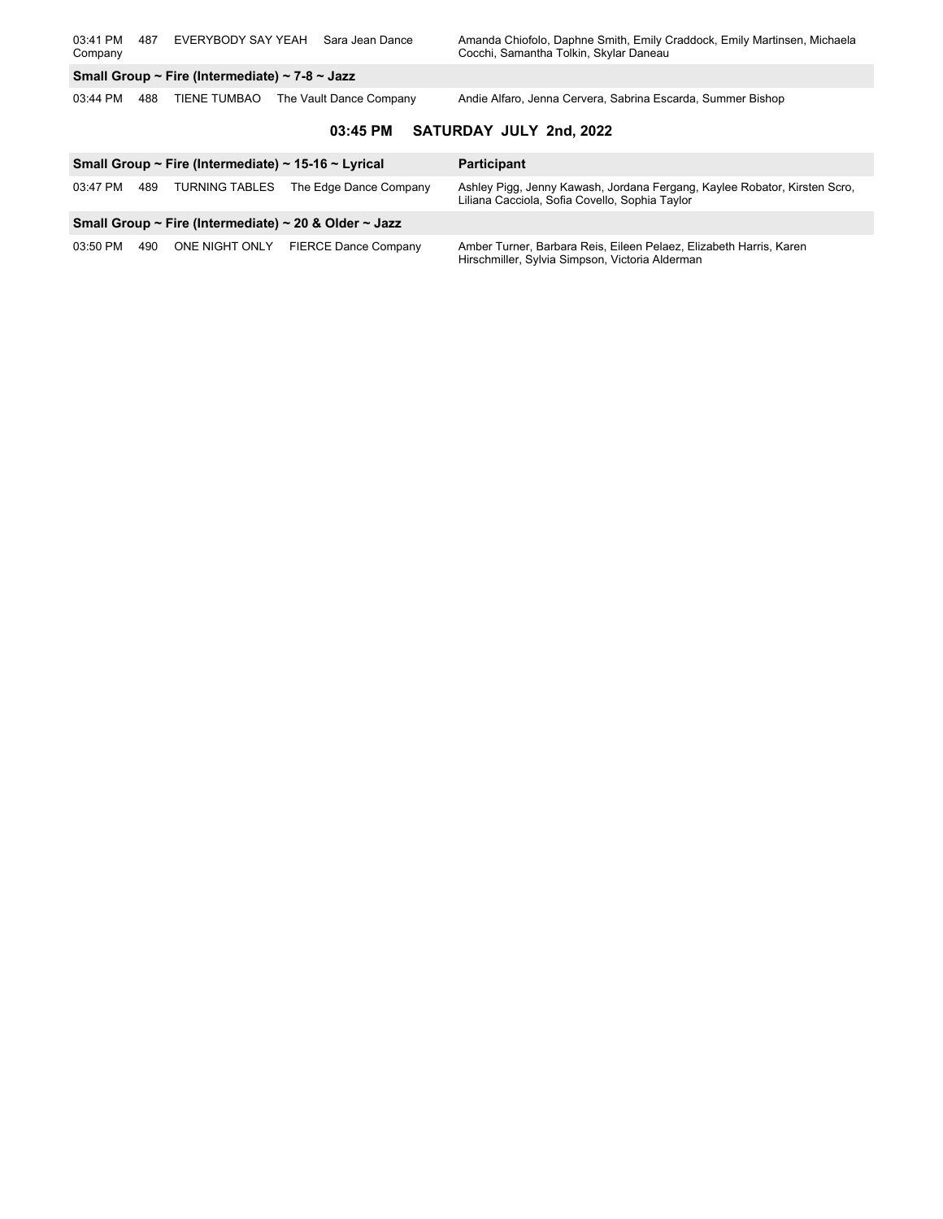| | | | | |
|---|---|---|---|---|
| 03:41 PM | 487 | EVERYBODY SAY YEAH | Sara Jean Dance Company | Amanda Chiofolo, Daphne Smith, Emily Craddock, Emily Martinsen, Michaela Cocchi, Samantha Tolkin, Skylar Daneau |

**Small Group ~ Fire (Intermediate) ~ 7-8 ~ Jazz**

| | | | | |
|---|---|---|---|---|
| 03:44 PM | 488 | TIENE TUMBAO | The Vault Dance Company | Andie Alfaro, Jenna Cervera, Sabrina Escarda, Summer Bishop |

## 03:45 PM SATURDAY JULY 2nd, 2022

**Small Group ~ Fire (Intermediate) ~ 15-16 ~ Lyrical** — **Participant**

| | | | | |
|---|---|---|---|---|
| 03:47 PM | 489 | TURNING TABLES | The Edge Dance Company | Ashley Pigg, Jenny Kawash, Jordana Fergang, Kaylee Robator, Kirsten Scro, Liliana Cacciola, Sofia Covello, Sophia Taylor |

**Small Group ~ Fire (Intermediate) ~ 20 & Older ~ Jazz**

| | | | | |
|---|---|---|---|---|
| 03:50 PM | 490 | ONE NIGHT ONLY | FIERCE Dance Company | Amber Turner, Barbara Reis, Eileen Pelaez, Elizabeth Harris, Karen Hirschmiller, Sylvia Simpson, Victoria Alderman |